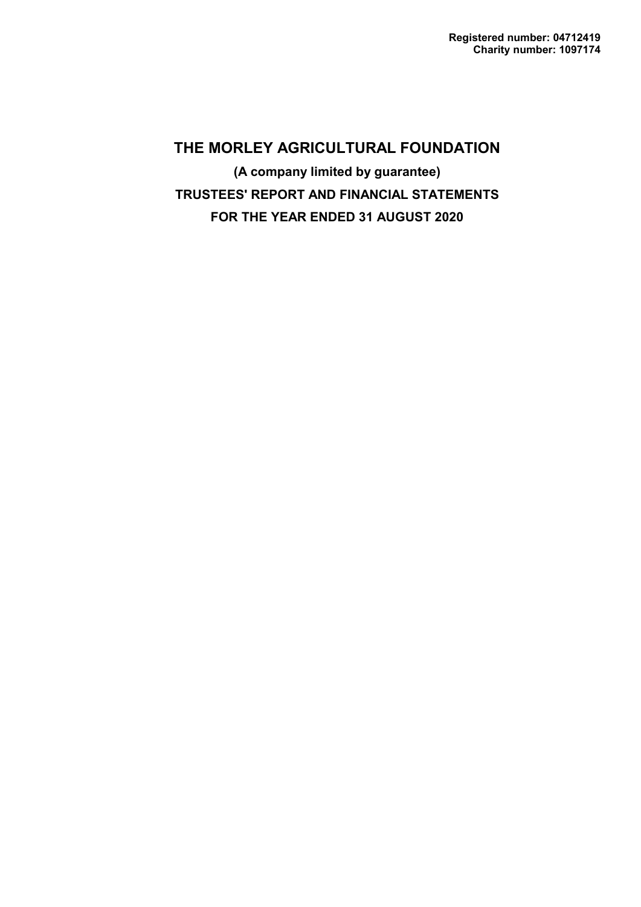**Registered number: 04712419**
**Charity number: 1097174**

# THE MORLEY AGRICULTURAL FOUNDATION

**(A company limited by guarantee)**

**TRUSTEES' REPORT AND FINANCIAL STATEMENTS**

**FOR THE YEAR ENDED 31 AUGUST 2020**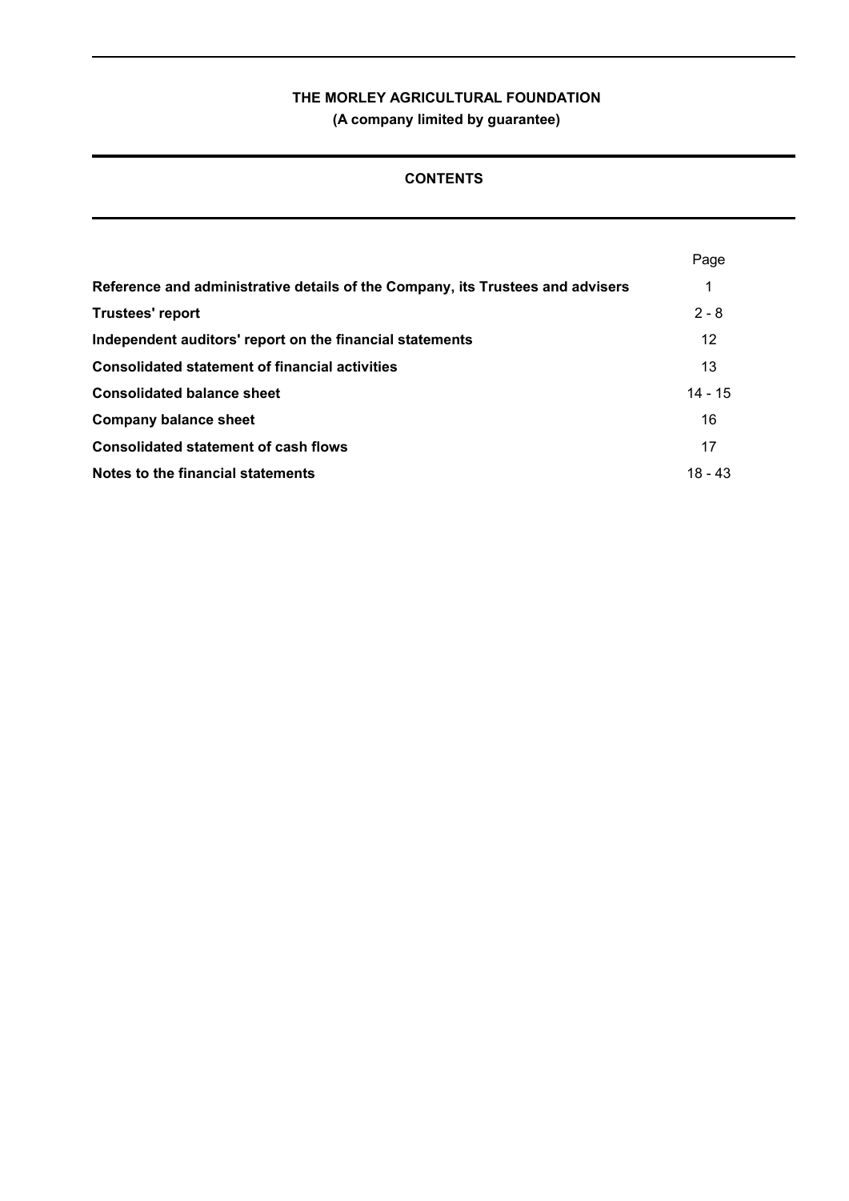**THE MORLEY AGRICULTURAL FOUNDATION**

**(A company limited by guarantee)**

## CONTENTS

| | Page |
|---|---|
| **Reference and administrative details of the Company, its Trustees and advisers** | 1 |
| **Trustees' report** | 2 - 8 |
| **Independent auditors' report on the financial statements** | 12 |
| **Consolidated statement of financial activities** | 13 |
| **Consolidated balance sheet** | 14 - 15 |
| **Company balance sheet** | 16 |
| **Consolidated statement of cash flows** | 17 |
| **Notes to the financial statements** | 18 - 43 |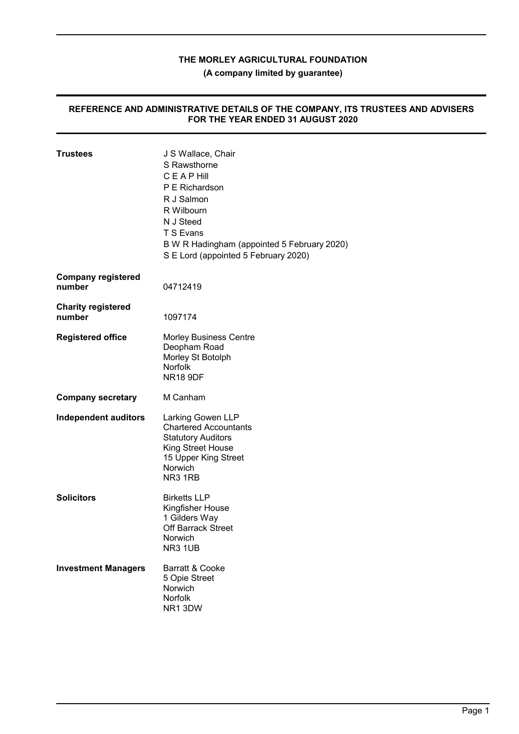# THE MORLEY AGRICULTURAL FOUNDATION

**(A company limited by guarantee)**

## REFERENCE AND ADMINISTRATIVE DETAILS OF THE COMPANY, ITS TRUSTEES AND ADVISERS FOR THE YEAR ENDED 31 AUGUST 2020

**Trustees**
J S Wallace, Chair
S Rawsthorne
C E A P Hill
P E Richardson
R J Salmon
R Wilbourn
N J Steed
T S Evans
B W R Hadingham (appointed 5 February 2020)
S E Lord (appointed 5 February 2020)

**Company registered number**
04712419

**Charity registered number**
1097174

**Registered office**
Morley Business Centre
Deopham Road
Morley St Botolph
Norfolk
NR18 9DF

**Company secretary**
M Canham

**Independent auditors**
Larking Gowen LLP
Chartered Accountants
Statutory Auditors
King Street House
15 Upper King Street
Norwich
NR3 1RB

**Solicitors**
Birketts LLP
Kingfisher House
1 Gilders Way
Off Barrack Street
Norwich
NR3 1UB

**Investment Managers**
Barratt & Cooke
5 Opie Street
Norwich
Norfolk
NR1 3DW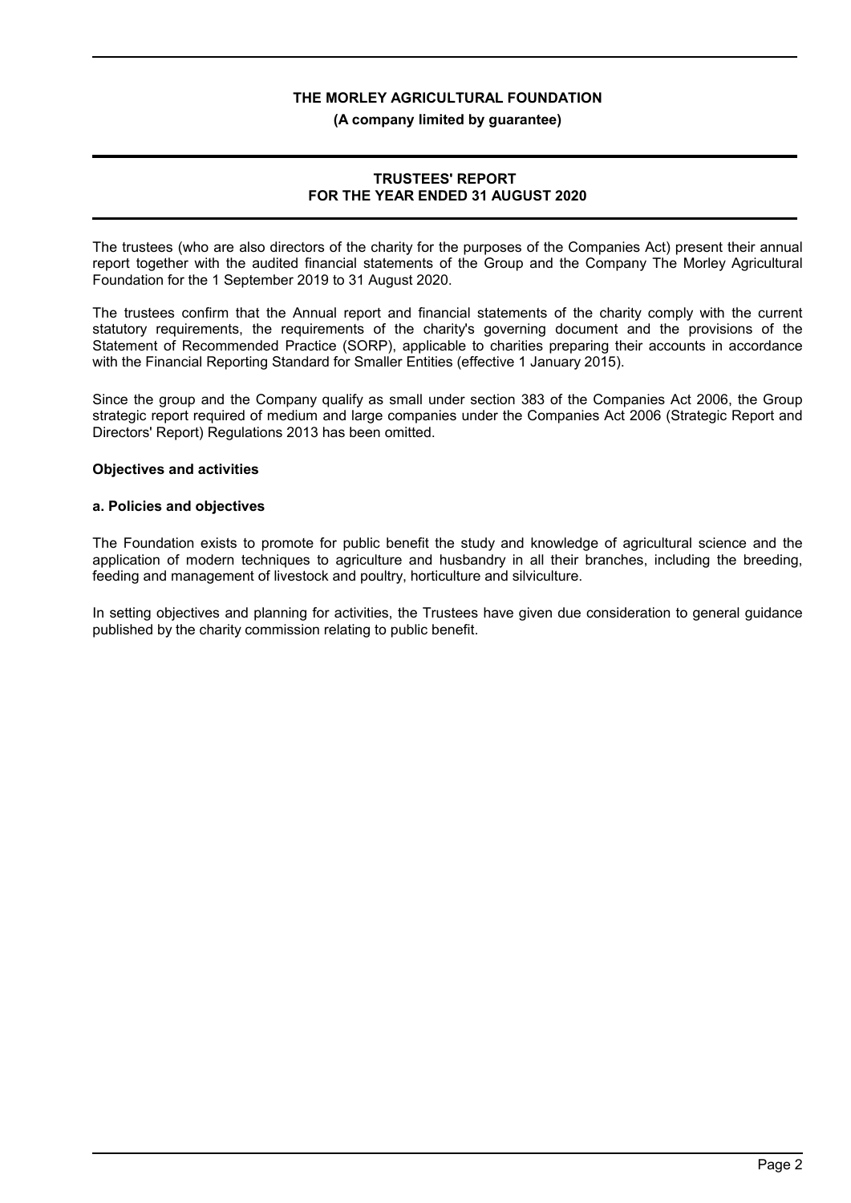# THE MORLEY AGRICULTURAL FOUNDATION

**(A company limited by guarantee)**

## TRUSTEES' REPORT
## FOR THE YEAR ENDED 31 AUGUST 2020

The trustees (who are also directors of the charity for the purposes of the Companies Act) present their annual report together with the audited financial statements of the Group and the Company The Morley Agricultural Foundation for the 1 September 2019 to 31 August 2020.

The trustees confirm that the Annual report and financial statements of the charity comply with the current statutory requirements, the requirements of the charity's governing document and the provisions of the Statement of Recommended Practice (SORP), applicable to charities preparing their accounts in accordance with the Financial Reporting Standard for Smaller Entities (effective 1 January 2015).

Since the group and the Company qualify as small under section 383 of the Companies Act 2006, the Group strategic report required of medium and large companies under the Companies Act 2006 (Strategic Report and Directors' Report) Regulations 2013 has been omitted.

### Objectives and activities

#### a. Policies and objectives

The Foundation exists to promote for public benefit the study and knowledge of agricultural science and the application of modern techniques to agriculture and husbandry in all their branches, including the breeding, feeding and management of livestock and poultry, horticulture and silviculture.

In setting objectives and planning for activities, the Trustees have given due consideration to general guidance published by the charity commission relating to public benefit.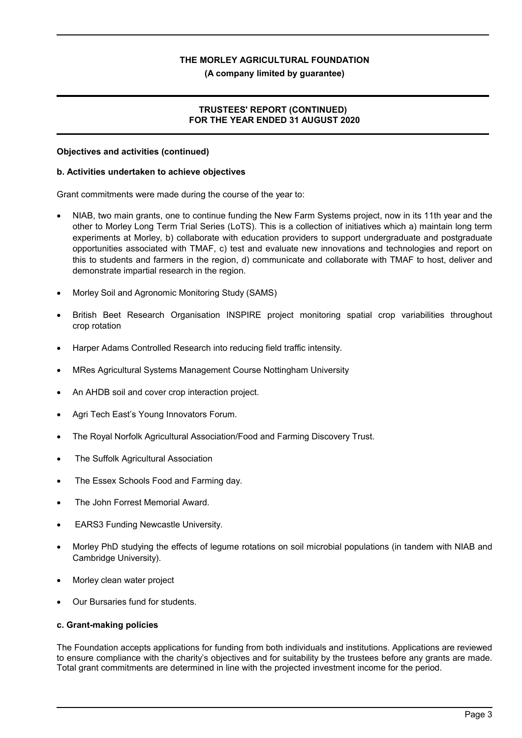**Objectives and activities (continued)**

**b. Activities undertaken to achieve objectives**

Grant commitments were made during the course of the year to:

- NIAB, two main grants, one to continue funding the New Farm Systems project, now in its 11th year and the other to Morley Long Term Trial Series (LoTS). This is a collection of initiatives which a) maintain long term experiments at Morley, b) collaborate with education providers to support undergraduate and postgraduate opportunities associated with TMAF, c) test and evaluate new innovations and technologies and report on this to students and farmers in the region, d) communicate and collaborate with TMAF to host, deliver and demonstrate impartial research in the region.
- Morley Soil and Agronomic Monitoring Study (SAMS)
- British Beet Research Organisation INSPIRE project monitoring spatial crop variabilities throughout crop rotation
- Harper Adams Controlled Research into reducing field traffic intensity.
- MRes Agricultural Systems Management Course Nottingham University
- An AHDB soil and cover crop interaction project.
- Agri Tech East's Young Innovators Forum.
- The Royal Norfolk Agricultural Association/Food and Farming Discovery Trust.
- The Suffolk Agricultural Association
- The Essex Schools Food and Farming day.
- The John Forrest Memorial Award.
- EARS3 Funding Newcastle University.
- Morley PhD studying the effects of legume rotations on soil microbial populations (in tandem with NIAB and Cambridge University).
- Morley clean water project
- Our Bursaries fund for students.

**c. Grant-making policies**

The Foundation accepts applications for funding from both individuals and institutions. Applications are reviewed to ensure compliance with the charity's objectives and for suitability by the trustees before any grants are made. Total grant commitments are determined in line with the projected investment income for the period.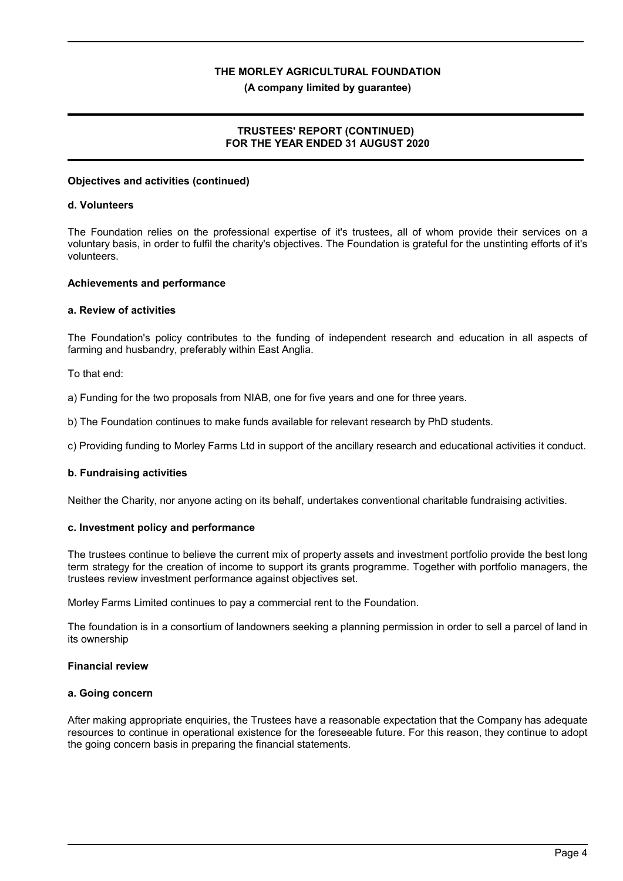## Objectives and activities (continued)

### d. Volunteers

The Foundation relies on the professional expertise of it's trustees, all of whom provide their services on a voluntary basis, in order to fulfil the charity's objectives. The Foundation is grateful for the unstinting efforts of it's volunteers.

## Achievements and performance

### a. Review of activities

The Foundation's policy contributes to the funding of independent research and education in all aspects of farming and husbandry, preferably within East Anglia.

To that end:

a) Funding for the two proposals from NIAB, one for five years and one for three years.

b) The Foundation continues to make funds available for relevant research by PhD students.

c) Providing funding to Morley Farms Ltd in support of the ancillary research and educational activities it conduct.

### b. Fundraising activities

Neither the Charity, nor anyone acting on its behalf, undertakes conventional charitable fundraising activities.

### c. Investment policy and performance

The trustees continue to believe the current mix of property assets and investment portfolio provide the best long term strategy for the creation of income to support its grants programme. Together with portfolio managers, the trustees review investment performance against objectives set.

Morley Farms Limited continues to pay a commercial rent to the Foundation.

The foundation is in a consortium of landowners seeking a planning permission in order to sell a parcel of land in its ownership

## Financial review

### a. Going concern

After making appropriate enquiries, the Trustees have a reasonable expectation that the Company has adequate resources to continue in operational existence for the foreseeable future. For this reason, they continue to adopt the going concern basis in preparing the financial statements.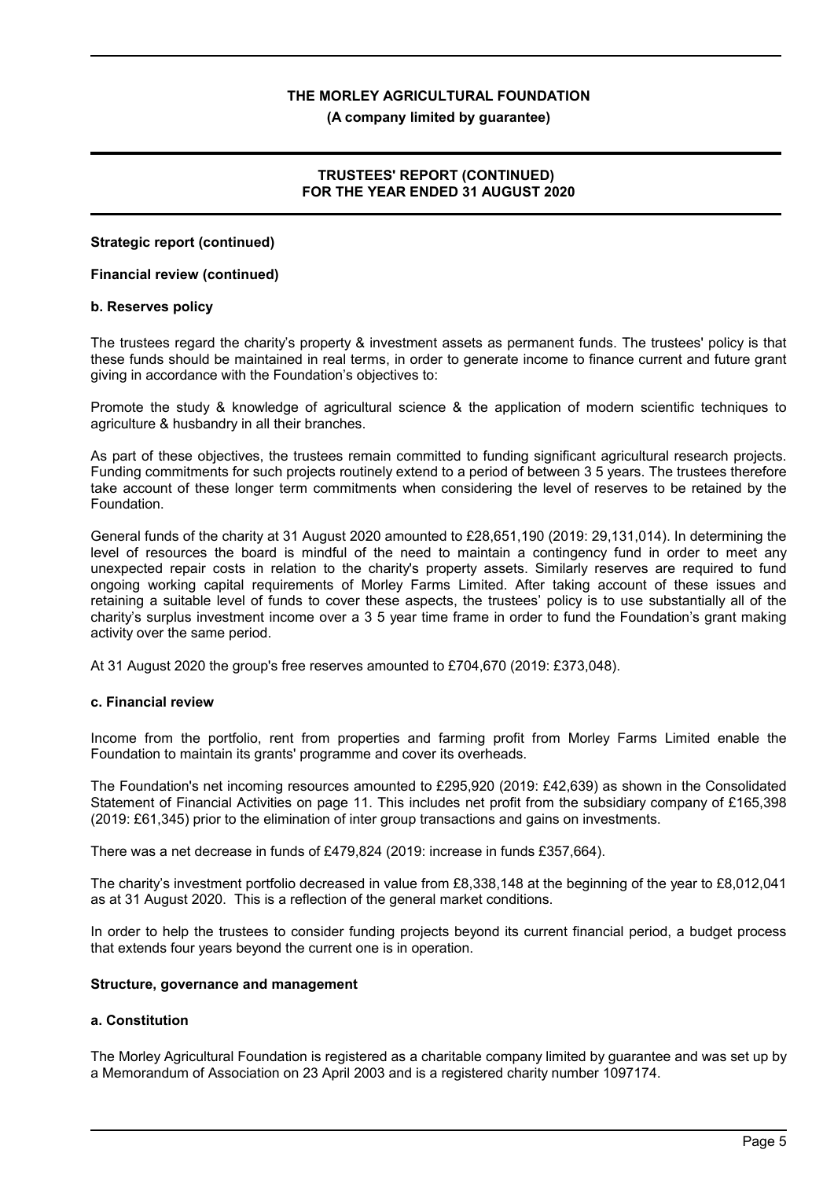**Strategic report (continued)**

**Financial review (continued)**

**b. Reserves policy**

The trustees regard the charity's property & investment assets as permanent funds. The trustees' policy is that these funds should be maintained in real terms, in order to generate income to finance current and future grant giving in accordance with the Foundation's objectives to:

Promote the study & knowledge of agricultural science & the application of modern scientific techniques to agriculture & husbandry in all their branches.

As part of these objectives, the trustees remain committed to funding significant agricultural research projects. Funding commitments for such projects routinely extend to a period of between 3 5 years. The trustees therefore take account of these longer term commitments when considering the level of reserves to be retained by the Foundation.

General funds of the charity at 31 August 2020 amounted to £28,651,190 (2019: 29,131,014). In determining the level of resources the board is mindful of the need to maintain a contingency fund in order to meet any unexpected repair costs in relation to the charity's property assets. Similarly reserves are required to fund ongoing working capital requirements of Morley Farms Limited. After taking account of these issues and retaining a suitable level of funds to cover these aspects, the trustees' policy is to use substantially all of the charity's surplus investment income over a 3 5 year time frame in order to fund the Foundation's grant making activity over the same period.

At 31 August 2020 the group's free reserves amounted to £704,670 (2019: £373,048).

**c. Financial review**

Income from the portfolio, rent from properties and farming profit from Morley Farms Limited enable the Foundation to maintain its grants' programme and cover its overheads.

The Foundation's net incoming resources amounted to £295,920 (2019: £42,639) as shown in the Consolidated Statement of Financial Activities on page 11. This includes net profit from the subsidiary company of £165,398 (2019: £61,345) prior to the elimination of inter group transactions and gains on investments.

There was a net decrease in funds of £479,824 (2019: increase in funds £357,664).

The charity's investment portfolio decreased in value from £8,338,148 at the beginning of the year to £8,012,041 as at 31 August 2020. This is a reflection of the general market conditions.

In order to help the trustees to consider funding projects beyond its current financial period, a budget process that extends four years beyond the current one is in operation.

**Structure, governance and management**

**a. Constitution**

The Morley Agricultural Foundation is registered as a charitable company limited by guarantee and was set up by a Memorandum of Association on 23 April 2003 and is a registered charity number 1097174.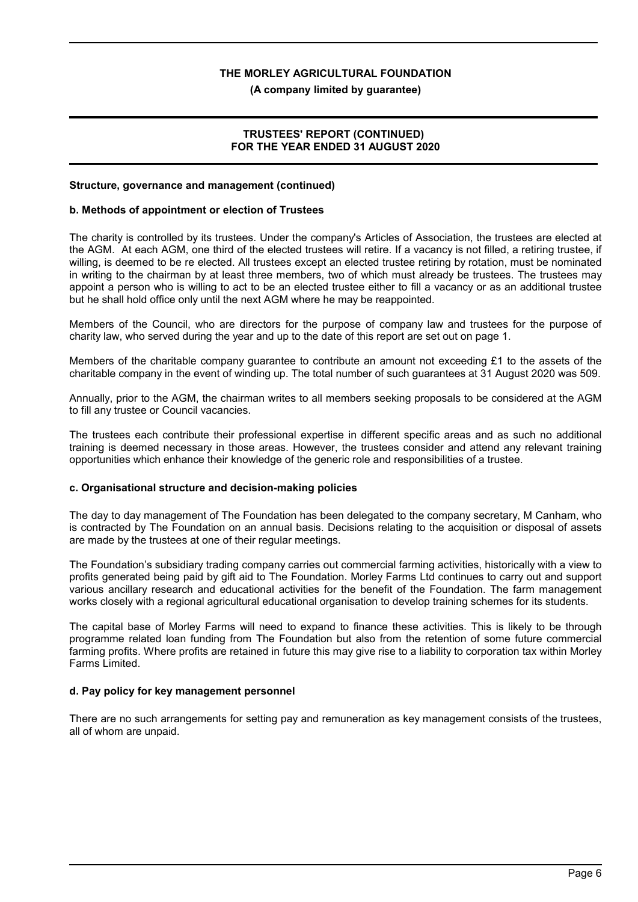## Structure, governance and management (continued)

### b. Methods of appointment or election of Trustees

The charity is controlled by its trustees. Under the company's Articles of Association, the trustees are elected at the AGM. At each AGM, one third of the elected trustees will retire. If a vacancy is not filled, a retiring trustee, if willing, is deemed to be re elected. All trustees except an elected trustee retiring by rotation, must be nominated in writing to the chairman by at least three members, two of which must already be trustees. The trustees may appoint a person who is willing to act to be an elected trustee either to fill a vacancy or as an additional trustee but he shall hold office only until the next AGM where he may be reappointed.

Members of the Council, who are directors for the purpose of company law and trustees for the purpose of charity law, who served during the year and up to the date of this report are set out on page 1.

Members of the charitable company guarantee to contribute an amount not exceeding £1 to the assets of the charitable company in the event of winding up. The total number of such guarantees at 31 August 2020 was 509.

Annually, prior to the AGM, the chairman writes to all members seeking proposals to be considered at the AGM to fill any trustee or Council vacancies.

The trustees each contribute their professional expertise in different specific areas and as such no additional training is deemed necessary in those areas. However, the trustees consider and attend any relevant training opportunities which enhance their knowledge of the generic role and responsibilities of a trustee.

### c. Organisational structure and decision-making policies

The day to day management of The Foundation has been delegated to the company secretary, M Canham, who is contracted by The Foundation on an annual basis. Decisions relating to the acquisition or disposal of assets are made by the trustees at one of their regular meetings.

The Foundation's subsidiary trading company carries out commercial farming activities, historically with a view to profits generated being paid by gift aid to The Foundation. Morley Farms Ltd continues to carry out and support various ancillary research and educational activities for the benefit of the Foundation. The farm management works closely with a regional agricultural educational organisation to develop training schemes for its students.

The capital base of Morley Farms will need to expand to finance these activities. This is likely to be through programme related loan funding from The Foundation but also from the retention of some future commercial farming profits. Where profits are retained in future this may give rise to a liability to corporation tax within Morley Farms Limited.

### d. Pay policy for key management personnel

There are no such arrangements for setting pay and remuneration as key management consists of the trustees, all of whom are unpaid.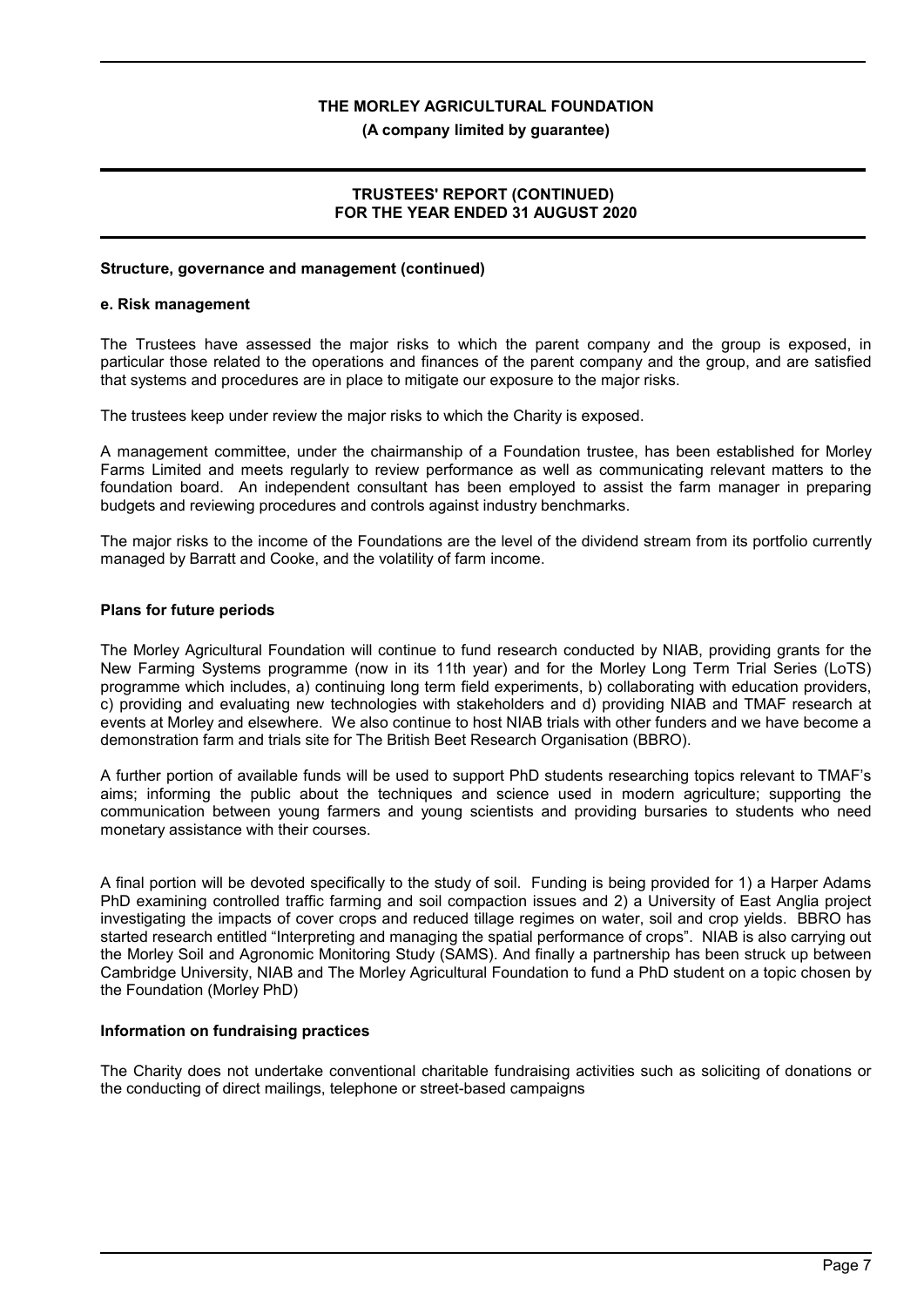**Structure, governance and management (continued)**

**e. Risk management**

The Trustees have assessed the major risks to which the parent company and the group is exposed, in particular those related to the operations and finances of the parent company and the group, and are satisfied that systems and procedures are in place to mitigate our exposure to the major risks.

The trustees keep under review the major risks to which the Charity is exposed.

A management committee, under the chairmanship of a Foundation trustee, has been established for Morley Farms Limited and meets regularly to review performance as well as communicating relevant matters to the foundation board. An independent consultant has been employed to assist the farm manager in preparing budgets and reviewing procedures and controls against industry benchmarks.

The major risks to the income of the Foundations are the level of the dividend stream from its portfolio currently managed by Barratt and Cooke, and the volatility of farm income.

**Plans for future periods**

The Morley Agricultural Foundation will continue to fund research conducted by NIAB, providing grants for the New Farming Systems programme (now in its 11th year) and for the Morley Long Term Trial Series (LoTS) programme which includes, a) continuing long term field experiments, b) collaborating with education providers, c) providing and evaluating new technologies with stakeholders and d) providing NIAB and TMAF research at events at Morley and elsewhere. We also continue to host NIAB trials with other funders and we have become a demonstration farm and trials site for The British Beet Research Organisation (BBRO).

A further portion of available funds will be used to support PhD students researching topics relevant to TMAF's aims; informing the public about the techniques and science used in modern agriculture; supporting the communication between young farmers and young scientists and providing bursaries to students who need monetary assistance with their courses.

A final portion will be devoted specifically to the study of soil. Funding is being provided for 1) a Harper Adams PhD examining controlled traffic farming and soil compaction issues and 2) a University of East Anglia project investigating the impacts of cover crops and reduced tillage regimes on water, soil and crop yields. BBRO has started research entitled "Interpreting and managing the spatial performance of crops". NIAB is also carrying out the Morley Soil and Agronomic Monitoring Study (SAMS). And finally a partnership has been struck up between Cambridge University, NIAB and The Morley Agricultural Foundation to fund a PhD student on a topic chosen by the Foundation (Morley PhD)

**Information on fundraising practices**

The Charity does not undertake conventional charitable fundraising activities such as soliciting of donations or the conducting of direct mailings, telephone or street-based campaigns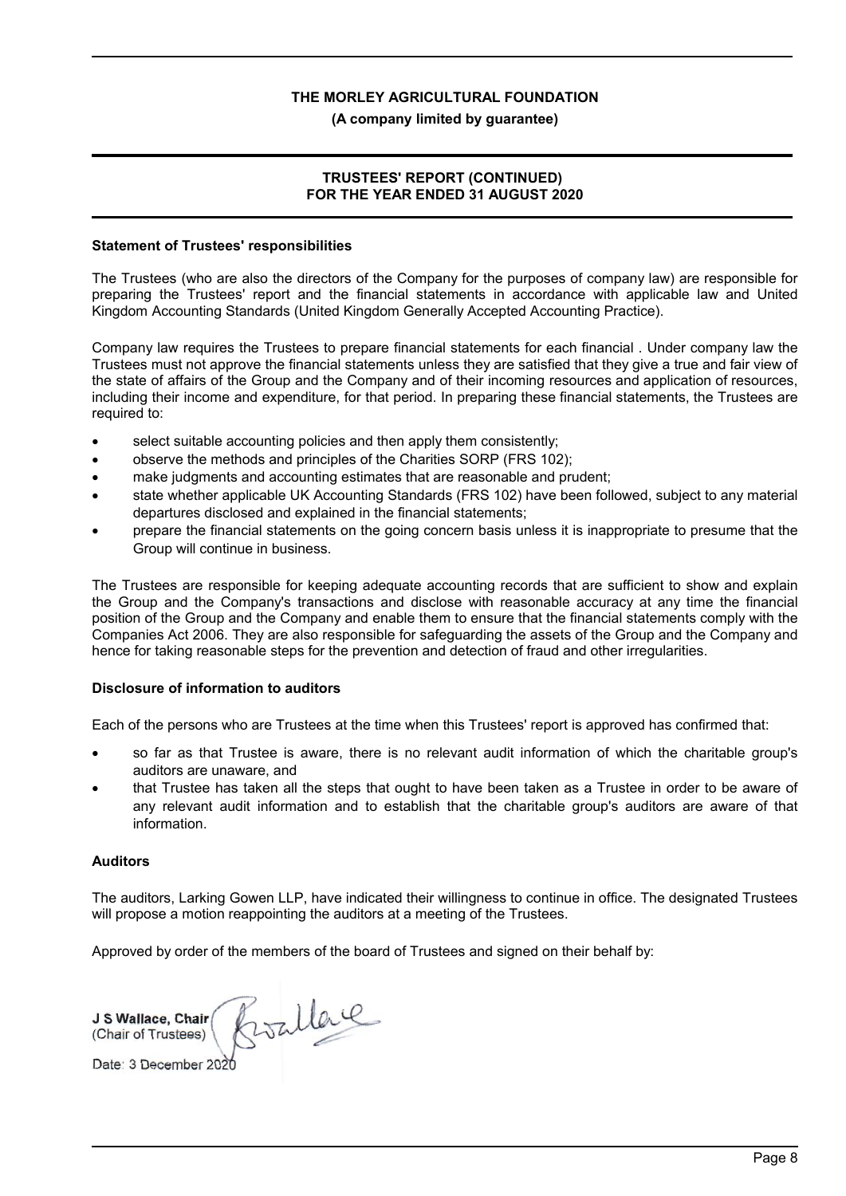## Statement of Trustees' responsibilities

The Trustees (who are also the directors of the Company for the purposes of company law) are responsible for preparing the Trustees' report and the financial statements in accordance with applicable law and United Kingdom Accounting Standards (United Kingdom Generally Accepted Accounting Practice).

Company law requires the Trustees to prepare financial statements for each financial . Under company law the Trustees must not approve the financial statements unless they are satisfied that they give a true and fair view of the state of affairs of the Group and the Company and of their incoming resources and application of resources, including their income and expenditure, for that period. In preparing these financial statements, the Trustees are required to:

- select suitable accounting policies and then apply them consistently;
- observe the methods and principles of the Charities SORP (FRS 102);
- make judgments and accounting estimates that are reasonable and prudent;
- state whether applicable UK Accounting Standards (FRS 102) have been followed, subject to any material departures disclosed and explained in the financial statements;
- prepare the financial statements on the going concern basis unless it is inappropriate to presume that the Group will continue in business.

The Trustees are responsible for keeping adequate accounting records that are sufficient to show and explain the Group and the Company's transactions and disclose with reasonable accuracy at any time the financial position of the Group and the Company and enable them to ensure that the financial statements comply with the Companies Act 2006. They are also responsible for safeguarding the assets of the Group and the Company and hence for taking reasonable steps for the prevention and detection of fraud and other irregularities.

## Disclosure of information to auditors

Each of the persons who are Trustees at the time when this Trustees' report is approved has confirmed that:

- so far as that Trustee is aware, there is no relevant audit information of which the charitable group's auditors are unaware, and
- that Trustee has taken all the steps that ought to have been taken as a Trustee in order to be aware of any relevant audit information and to establish that the charitable group's auditors are aware of that information.

## Auditors

The auditors, Larking Gowen LLP, have indicated their willingness to continue in office. The designated Trustees will propose a motion reappointing the auditors at a meeting of the Trustees.

Approved by order of the members of the board of Trustees and signed on their behalf by:

**J S Wallace, Chair**
(Chair of Trustees)

Date: 3 December 2020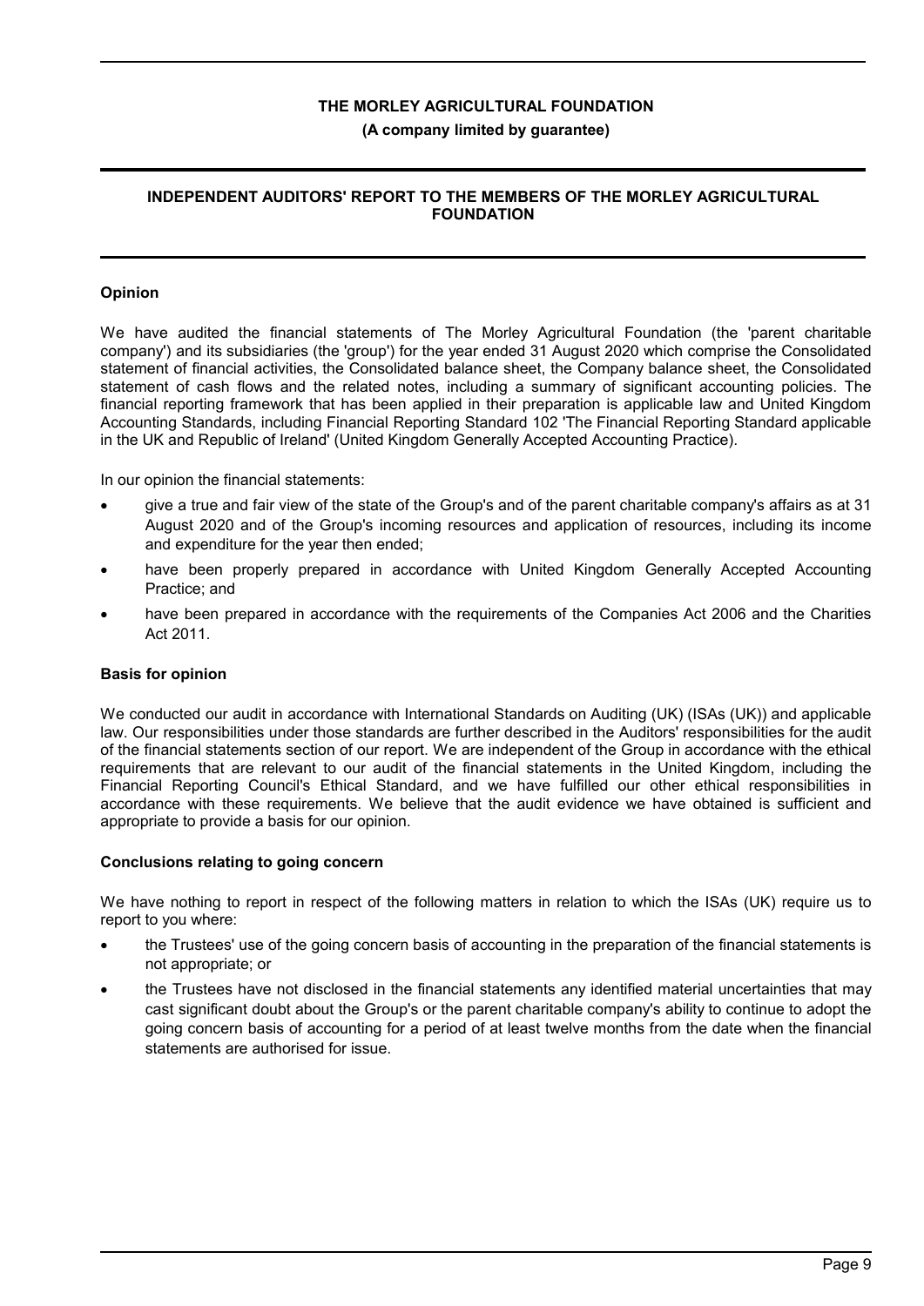**THE MORLEY AGRICULTURAL FOUNDATION**

**(A company limited by guarantee)**

## INDEPENDENT AUDITORS' REPORT TO THE MEMBERS OF THE MORLEY AGRICULTURAL FOUNDATION

### Opinion

We have audited the financial statements of The Morley Agricultural Foundation (the 'parent charitable company') and its subsidiaries (the 'group') for the year ended 31 August 2020 which comprise the Consolidated statement of financial activities, the Consolidated balance sheet, the Company balance sheet, the Consolidated statement of cash flows and the related notes, including a summary of significant accounting policies. The financial reporting framework that has been applied in their preparation is applicable law and United Kingdom Accounting Standards, including Financial Reporting Standard 102 'The Financial Reporting Standard applicable in the UK and Republic of Ireland' (United Kingdom Generally Accepted Accounting Practice).

In our opinion the financial statements:

- give a true and fair view of the state of the Group's and of the parent charitable company's affairs as at 31 August 2020 and of the Group's incoming resources and application of resources, including its income and expenditure for the year then ended;
- have been properly prepared in accordance with United Kingdom Generally Accepted Accounting Practice; and
- have been prepared in accordance with the requirements of the Companies Act 2006 and the Charities Act 2011.

### Basis for opinion

We conducted our audit in accordance with International Standards on Auditing (UK) (ISAs (UK)) and applicable law. Our responsibilities under those standards are further described in the Auditors' responsibilities for the audit of the financial statements section of our report. We are independent of the Group in accordance with the ethical requirements that are relevant to our audit of the financial statements in the United Kingdom, including the Financial Reporting Council's Ethical Standard, and we have fulfilled our other ethical responsibilities in accordance with these requirements. We believe that the audit evidence we have obtained is sufficient and appropriate to provide a basis for our opinion.

### Conclusions relating to going concern

We have nothing to report in respect of the following matters in relation to which the ISAs (UK) require us to report to you where:

- the Trustees' use of the going concern basis of accounting in the preparation of the financial statements is not appropriate; or
- the Trustees have not disclosed in the financial statements any identified material uncertainties that may cast significant doubt about the Group's or the parent charitable company's ability to continue to adopt the going concern basis of accounting for a period of at least twelve months from the date when the financial statements are authorised for issue.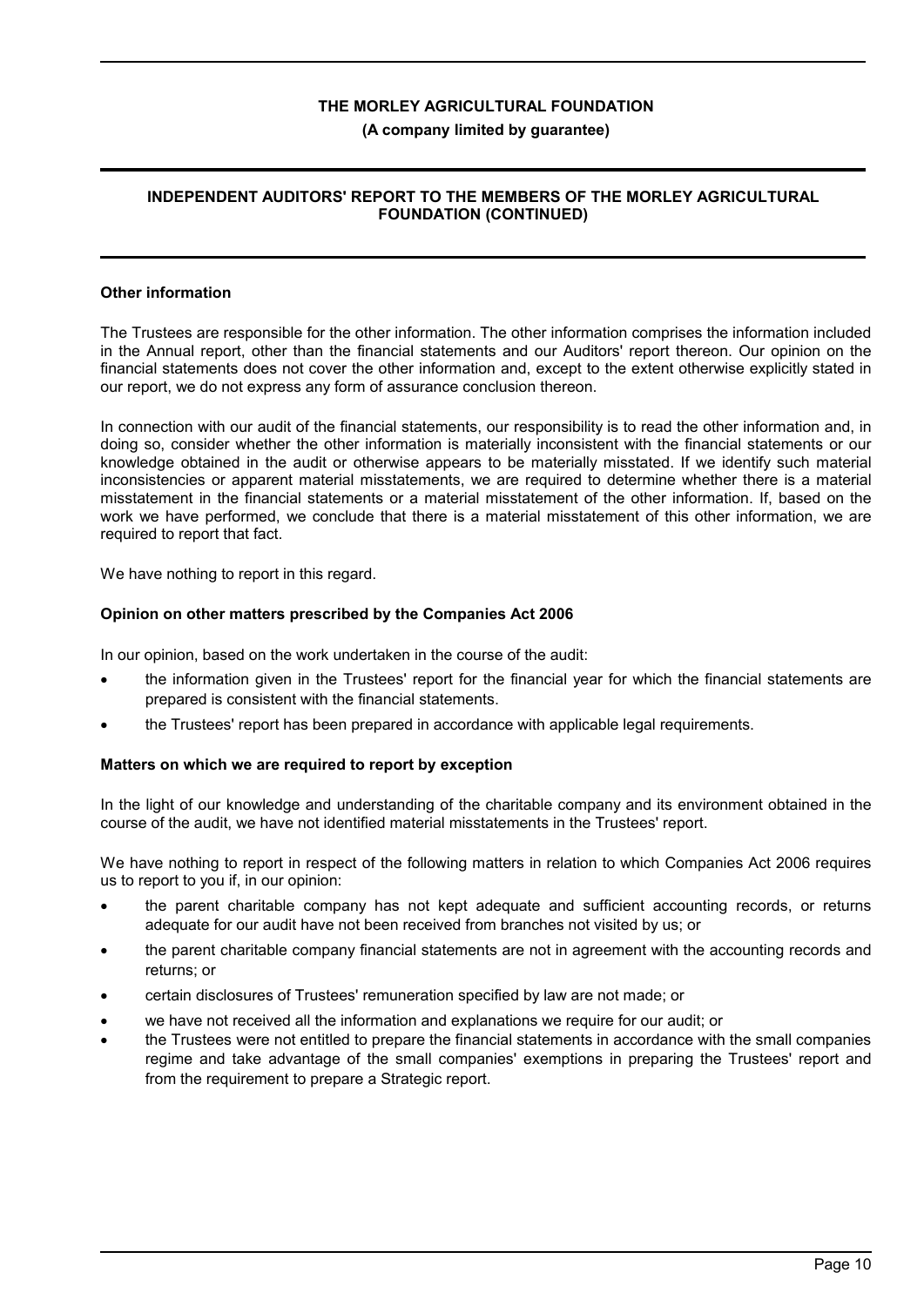# THE MORLEY AGRICULTURAL FOUNDATION

**(A company limited by guarantee)**

## INDEPENDENT AUDITORS' REPORT TO THE MEMBERS OF THE MORLEY AGRICULTURAL FOUNDATION (CONTINUED)

### Other information

The Trustees are responsible for the other information. The other information comprises the information included in the Annual report, other than the financial statements and our Auditors' report thereon. Our opinion on the financial statements does not cover the other information and, except to the extent otherwise explicitly stated in our report, we do not express any form of assurance conclusion thereon.

In connection with our audit of the financial statements, our responsibility is to read the other information and, in doing so, consider whether the other information is materially inconsistent with the financial statements or our knowledge obtained in the audit or otherwise appears to be materially misstated. If we identify such material inconsistencies or apparent material misstatements, we are required to determine whether there is a material misstatement in the financial statements or a material misstatement of the other information. If, based on the work we have performed, we conclude that there is a material misstatement of this other information, we are required to report that fact.

We have nothing to report in this regard.

### Opinion on other matters prescribed by the Companies Act 2006

In our opinion, based on the work undertaken in the course of the audit:

- the information given in the Trustees' report for the financial year for which the financial statements are prepared is consistent with the financial statements.
- the Trustees' report has been prepared in accordance with applicable legal requirements.

### Matters on which we are required to report by exception

In the light of our knowledge and understanding of the charitable company and its environment obtained in the course of the audit, we have not identified material misstatements in the Trustees' report.

We have nothing to report in respect of the following matters in relation to which Companies Act 2006 requires us to report to you if, in our opinion:

- the parent charitable company has not kept adequate and sufficient accounting records, or returns adequate for our audit have not been received from branches not visited by us; or
- the parent charitable company financial statements are not in agreement with the accounting records and returns; or
- certain disclosures of Trustees' remuneration specified by law are not made; or
- we have not received all the information and explanations we require for our audit; or
- the Trustees were not entitled to prepare the financial statements in accordance with the small companies regime and take advantage of the small companies' exemptions in preparing the Trustees' report and from the requirement to prepare a Strategic report.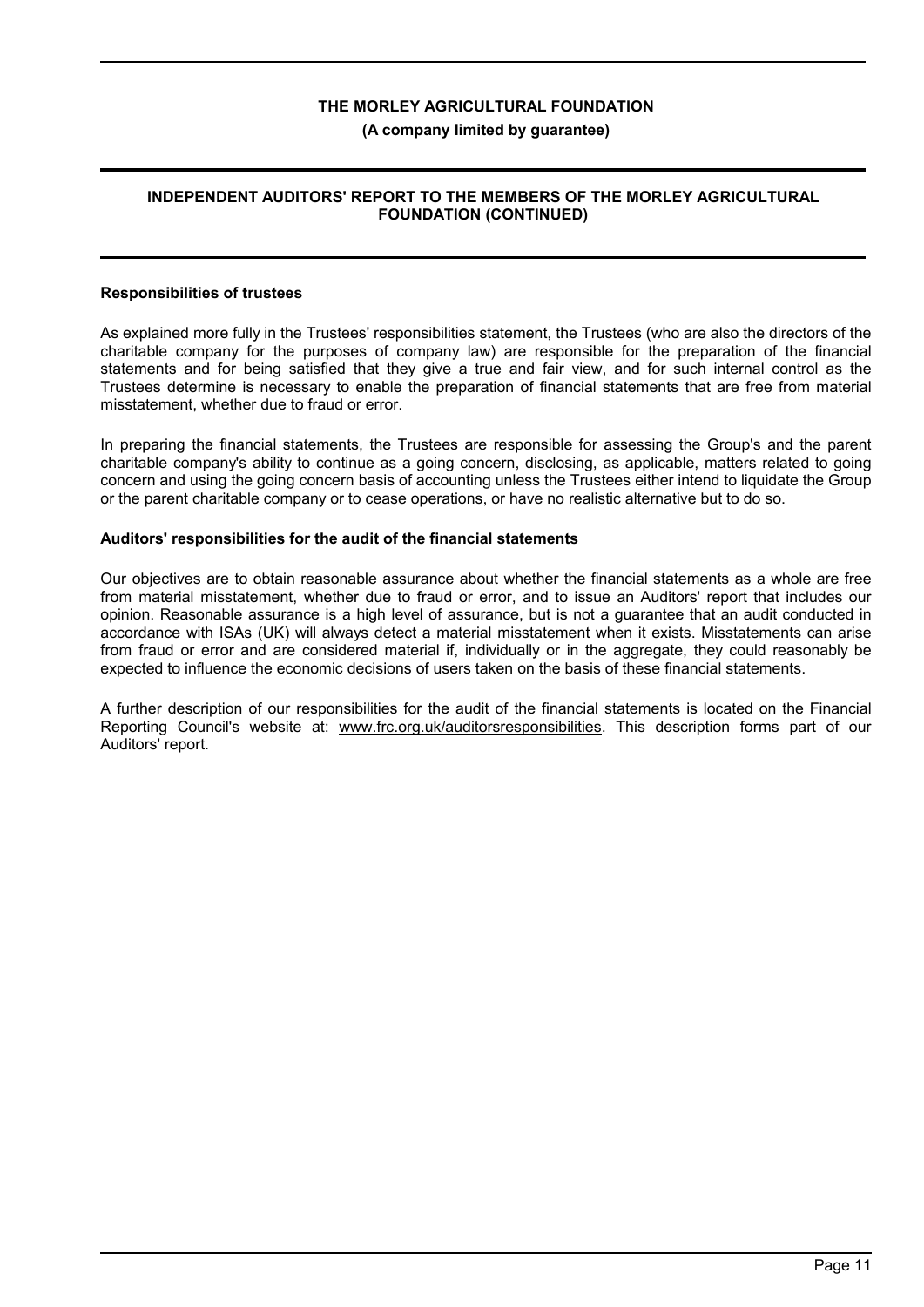**Responsibilities of trustees**

As explained more fully in the Trustees' responsibilities statement, the Trustees (who are also the directors of the charitable company for the purposes of company law) are responsible for the preparation of the financial statements and for being satisfied that they give a true and fair view, and for such internal control as the Trustees determine is necessary to enable the preparation of financial statements that are free from material misstatement, whether due to fraud or error.

In preparing the financial statements, the Trustees are responsible for assessing the Group's and the parent charitable company's ability to continue as a going concern, disclosing, as applicable, matters related to going concern and using the going concern basis of accounting unless the Trustees either intend to liquidate the Group or the parent charitable company or to cease operations, or have no realistic alternative but to do so.

**Auditors' responsibilities for the audit of the financial statements**

Our objectives are to obtain reasonable assurance about whether the financial statements as a whole are free from material misstatement, whether due to fraud or error, and to issue an Auditors' report that includes our opinion. Reasonable assurance is a high level of assurance, but is not a guarantee that an audit conducted in accordance with ISAs (UK) will always detect a material misstatement when it exists. Misstatements can arise from fraud or error and are considered material if, individually or in the aggregate, they could reasonably be expected to influence the economic decisions of users taken on the basis of these financial statements.

A further description of our responsibilities for the audit of the financial statements is located on the Financial Reporting Council's website at: www.frc.org.uk/auditorsresponsibilities. This description forms part of our Auditors' report.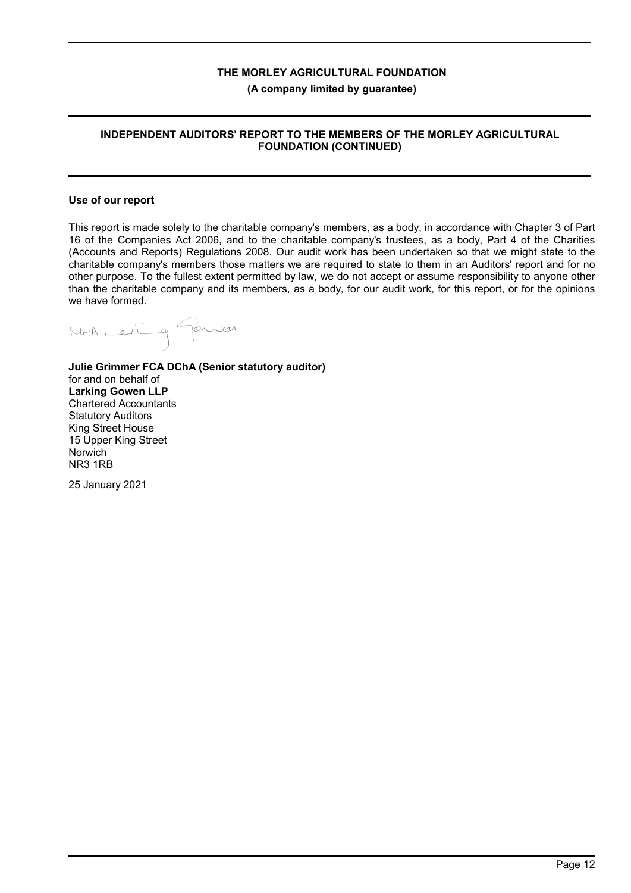# THE MORLEY AGRICULTURAL FOUNDATION

**(A company limited by guarantee)**

## INDEPENDENT AUDITORS' REPORT TO THE MEMBERS OF THE MORLEY AGRICULTURAL FOUNDATION (CONTINUED)

### Use of our report

This report is made solely to the charitable company's members, as a body, in accordance with Chapter 3 of Part 16 of the Companies Act 2006, and to the charitable company's trustees, as a body, Part 4 of the Charities (Accounts and Reports) Regulations 2008. Our audit work has been undertaken so that we might state to the charitable company's members those matters we are required to state to them in an Auditors' report and for no other purpose. To the fullest extent permitted by law, we do not accept or assume responsibility to anyone other than the charitable company and its members, as a body, for our audit work, for this report, or for the opinions we have formed.

MHA Larking Gowen

**Julie Grimmer FCA DChA (Senior statutory auditor)**
for and on behalf of
**Larking Gowen LLP**
Chartered Accountants
Statutory Auditors
King Street House
15 Upper King Street
Norwich
NR3 1RB

25 January 2021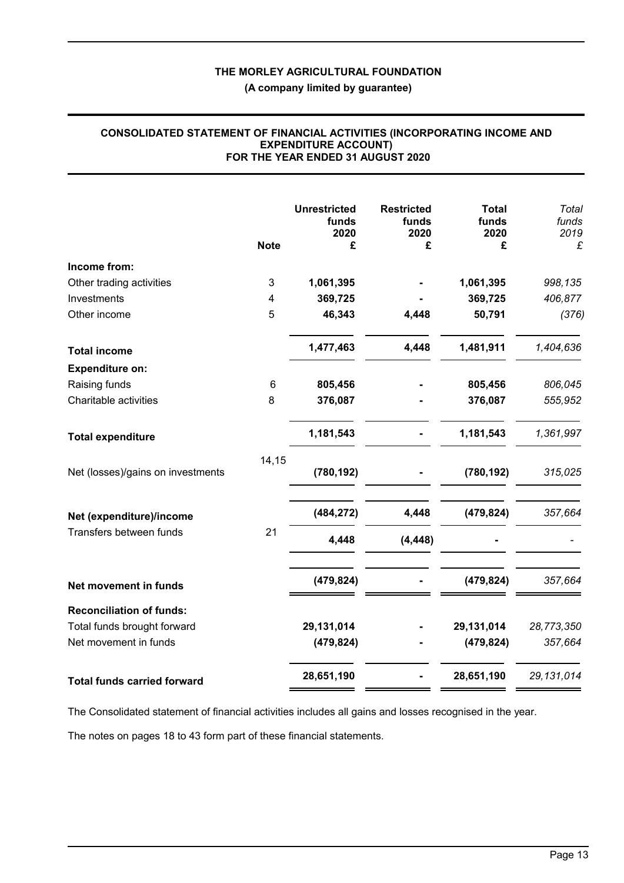# THE MORLEY AGRICULTURAL FOUNDATION

**(A company limited by guarantee)**

## CONSOLIDATED STATEMENT OF FINANCIAL ACTIVITIES (INCORPORATING INCOME AND EXPENDITURE ACCOUNT) FOR THE YEAR ENDED 31 AUGUST 2020

| | Note | Unrestricted funds 2020 £ | Restricted funds 2020 £ | Total funds 2020 £ | *Total funds 2019 £* |
|---|---|---|---|---|---|
| **Income from:** | | | | | |
| Other trading activities | 3 | **1,061,395** | **-** | **1,061,395** | *998,135* |
| Investments | 4 | **369,725** | **-** | **369,725** | *406,877* |
| Other income | 5 | **46,343** | **4,448** | **50,791** | *(376)* |
| **Total income** | | **1,477,463** | **4,448** | **1,481,911** | *1,404,636* |
| **Expenditure on:** | | | | | |
| Raising funds | 6 | **805,456** | **-** | **805,456** | *806,045* |
| Charitable activities | 8 | **376,087** | **-** | **376,087** | *555,952* |
| **Total expenditure** | | **1,181,543** | **-** | **1,181,543** | *1,361,997* |
| Net (losses)/gains on investments | 14,15 | **(780,192)** | **-** | **(780,192)** | *315,025* |
| **Net (expenditure)/income** | | **(484,272)** | **4,448** | **(479,824)** | *357,664* |
| Transfers between funds | 21 | **4,448** | **(4,448)** | **-** | *-* |
| **Net movement in funds** | | **(479,824)** | **-** | **(479,824)** | *357,664* |
| **Reconciliation of funds:** | | | | | |
| Total funds brought forward | | **29,131,014** | **-** | **29,131,014** | *28,773,350* |
| Net movement in funds | | **(479,824)** | **-** | **(479,824)** | *357,664* |
| **Total funds carried forward** | | **28,651,190** | **-** | **28,651,190** | *29,131,014* |

The Consolidated statement of financial activities includes all gains and losses recognised in the year.

The notes on pages 18 to 43 form part of these financial statements.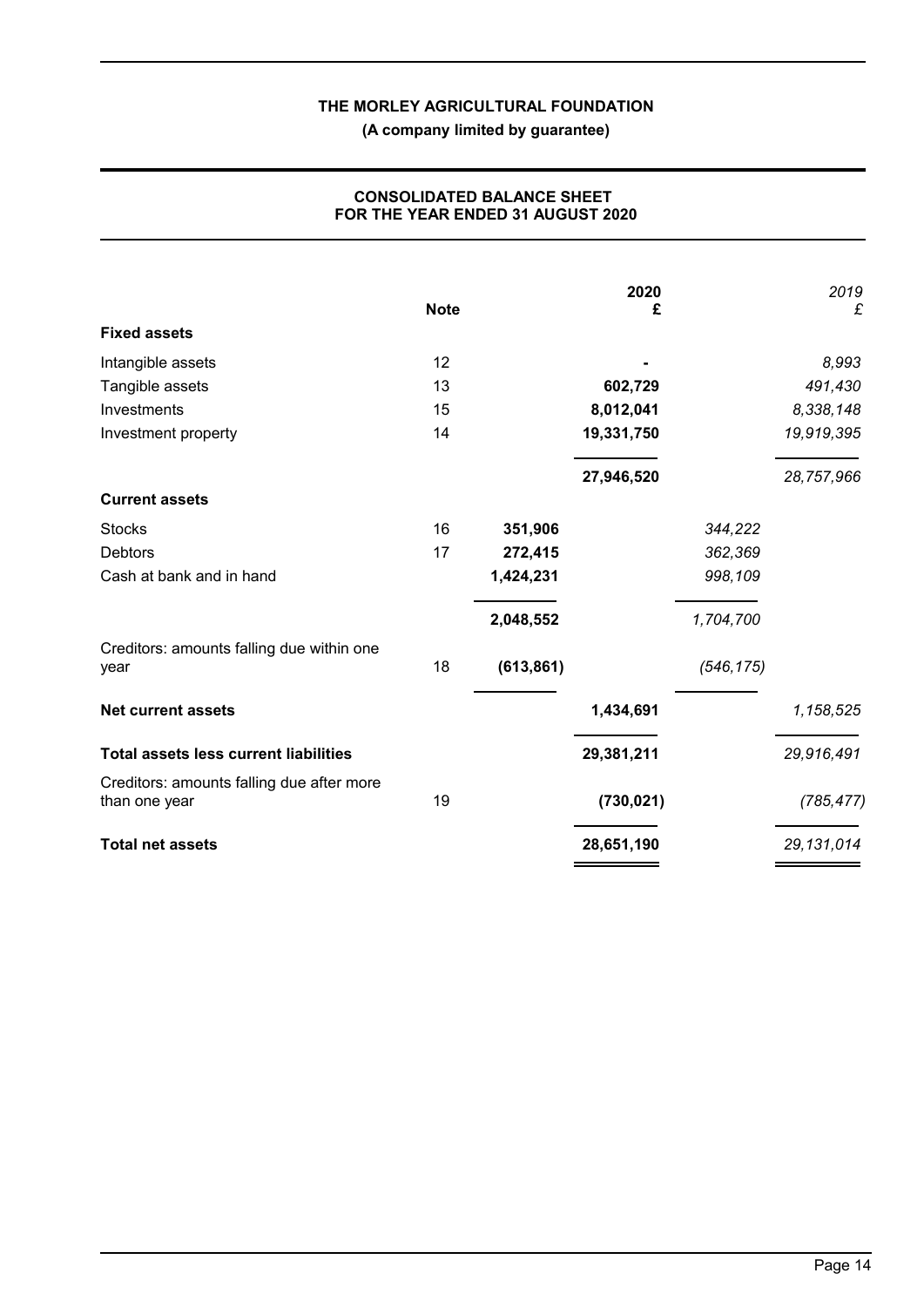**THE MORLEY AGRICULTURAL FOUNDATION**
**(A company limited by guarantee)**

# CONSOLIDATED BALANCE SHEET FOR THE YEAR ENDED 31 AUGUST 2020

| | Note | | 2020 £ | | *2019 £* |
|---|---|---|---|---|---|
| **Fixed assets** | | | | | |
| Intangible assets | 12 | | - | | *8,993* |
| Tangible assets | 13 | | 602,729 | | *491,430* |
| Investments | 15 | | 8,012,041 | | *8,338,148* |
| Investment property | 14 | | 19,331,750 | | *19,919,395* |
| | | | 27,946,520 | | *28,757,966* |
| **Current assets** | | | | | |
| Stocks | 16 | 351,906 | | *344,222* | |
| Debtors | 17 | 272,415 | | *362,369* | |
| Cash at bank and in hand | | 1,424,231 | | *998,109* | |
| | | 2,048,552 | | *1,704,700* | |
| Creditors: amounts falling due within one year | 18 | (613,861) | | *(546,175)* | |
| **Net current assets** | | | 1,434,691 | | *1,158,525* |
| **Total assets less current liabilities** | | | 29,381,211 | | *29,916,491* |
| Creditors: amounts falling due after more than one year | 19 | | (730,021) | | *(785,477)* |
| **Total net assets** | | | 28,651,190 | | *29,131,014* |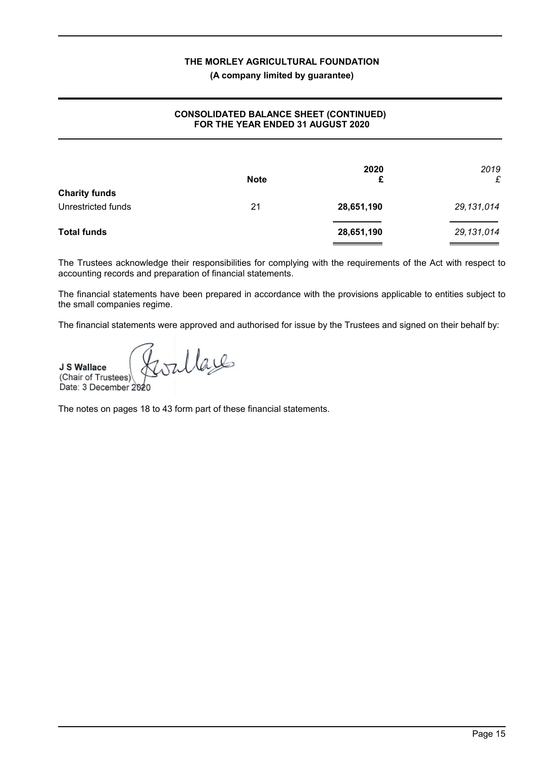**THE MORLEY AGRICULTURAL FOUNDATION**

**(A company limited by guarantee)**

**CONSOLIDATED BALANCE SHEET (CONTINUED)**
**FOR THE YEAR ENDED 31 AUGUST 2020**

| | Note | 2020 £ | *2019 £* |
|---|---|---|---|
| **Charity funds** | | | |
| Unrestricted funds | 21 | **28,651,190** | *29,131,014* |
| **Total funds** | | **28,651,190** | *29,131,014* |

The Trustees acknowledge their responsibilities for complying with the requirements of the Act with respect to accounting records and preparation of financial statements.

The financial statements have been prepared in accordance with the provisions applicable to entities subject to the small companies regime.

The financial statements were approved and authorised for issue by the Trustees and signed on their behalf by:

**J S Wallace**
(Chair of Trustees)
Date: 3 December 2020

The notes on pages 18 to 43 form part of these financial statements.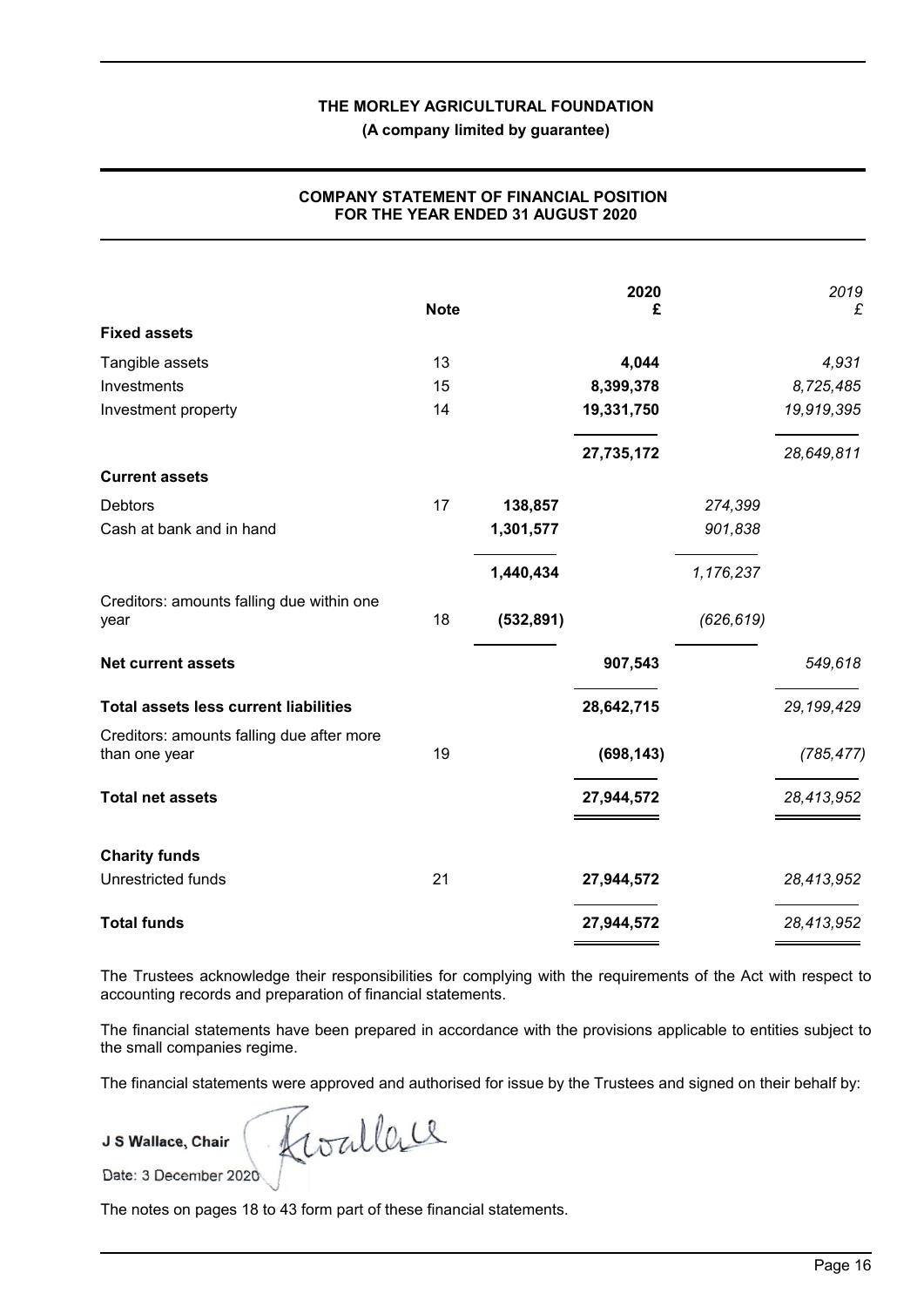# THE MORLEY AGRICULTURAL FOUNDATION

**(A company limited by guarantee)**

## COMPANY STATEMENT OF FINANCIAL POSITION FOR THE YEAR ENDED 31 AUGUST 2020

| | Note | | 2020 £ | | *2019 £* |
|---|---|---|---|---|---|
| **Fixed assets** | | | | | |
| Tangible assets | 13 | | **4,044** | | *4,931* |
| Investments | 15 | | **8,399,378** | | *8,725,485* |
| Investment property | 14 | | **19,331,750** | | *19,919,395* |
| | | | **27,735,172** | | *28,649,811* |
| **Current assets** | | | | | |
| Debtors | 17 | **138,857** | | *274,399* | |
| Cash at bank and in hand | | **1,301,577** | | *901,838* | |
| | | **1,440,434** | | *1,176,237* | |
| Creditors: amounts falling due within one year | 18 | **(532,891)** | | *(626,619)* | |
| **Net current assets** | | | **907,543** | | *549,618* |
| **Total assets less current liabilities** | | | **28,642,715** | | *29,199,429* |
| Creditors: amounts falling due after more than one year | 19 | | **(698,143)** | | *(785,477)* |
| **Total net assets** | | | **27,944,572** | | *28,413,952* |
| **Charity funds** | | | | | |
| Unrestricted funds | 21 | | **27,944,572** | | *28,413,952* |
| **Total funds** | | | **27,944,572** | | *28,413,952* |

The Trustees acknowledge their responsibilities for complying with the requirements of the Act with respect to accounting records and preparation of financial statements.

The financial statements have been prepared in accordance with the provisions applicable to entities subject to the small companies regime.

The financial statements were approved and authorised for issue by the Trustees and signed on their behalf by:

**J S Wallace, Chair**

Date: 3 December 2020

The notes on pages 18 to 43 form part of these financial statements.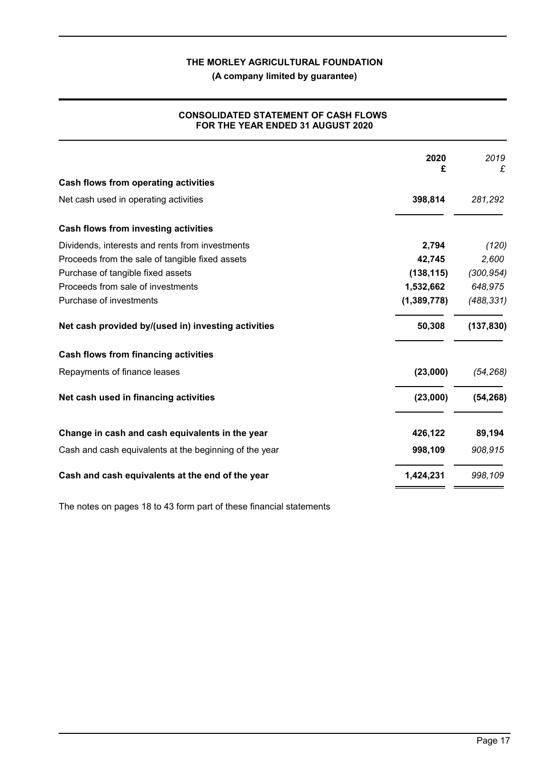**THE MORLEY AGRICULTURAL FOUNDATION**

**(A company limited by guarantee)**

**CONSOLIDATED STATEMENT OF CASH FLOWS
FOR THE YEAR ENDED 31 AUGUST 2020**

| | **2020 £** | *2019 £* |
|---|---|---|
| **Cash flows from operating activities** | | |
| Net cash used in operating activities | **398,814** | *281,292* |
| **Cash flows from investing activities** | | |
| Dividends, interests and rents from investments | **2,794** | *(120)* |
| Proceeds from the sale of tangible fixed assets | **42,745** | *2,600* |
| Purchase of tangible fixed assets | **(138,115)** | *(300,954)* |
| Proceeds from sale of investments | **1,532,662** | *648,975* |
| Purchase of investments | **(1,389,778)** | *(488,331)* |
| **Net cash provided by/(used in) investing activities** | **50,308** | **(137,830)** |
| **Cash flows from financing activities** | | |
| Repayments of finance leases | **(23,000)** | *(54,268)* |
| **Net cash used in financing activities** | **(23,000)** | **(54,268)** |
| **Change in cash and cash equivalents in the year** | **426,122** | **89,194** |
| Cash and cash equivalents at the beginning of the year | **998,109** | *908,915* |
| **Cash and cash equivalents at the end of the year** | **1,424,231** | *998,109* |

The notes on pages 18 to 43 form part of these financial statements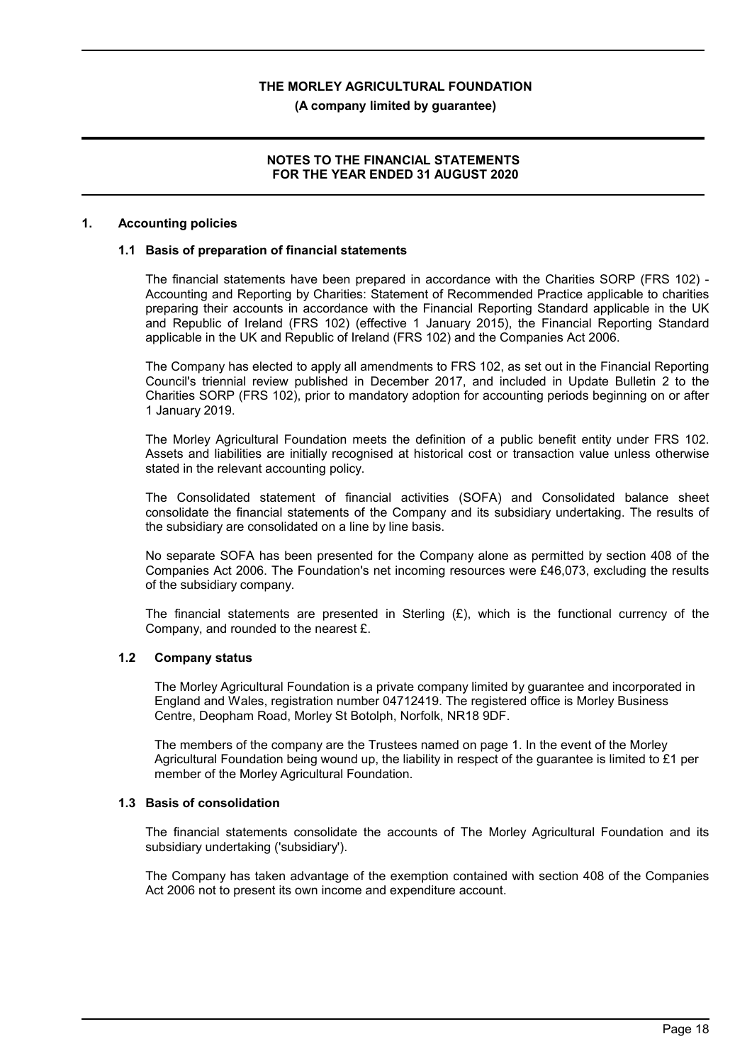# THE MORLEY AGRICULTURAL FOUNDATION

**(A company limited by guarantee)**

**NOTES TO THE FINANCIAL STATEMENTS**
**FOR THE YEAR ENDED 31 AUGUST 2020**

## 1. Accounting policies

### 1.1 Basis of preparation of financial statements

The financial statements have been prepared in accordance with the Charities SORP (FRS 102) - Accounting and Reporting by Charities: Statement of Recommended Practice applicable to charities preparing their accounts in accordance with the Financial Reporting Standard applicable in the UK and Republic of Ireland (FRS 102) (effective 1 January 2015), the Financial Reporting Standard applicable in the UK and Republic of Ireland (FRS 102) and the Companies Act 2006.

The Company has elected to apply all amendments to FRS 102, as set out in the Financial Reporting Council's triennial review published in December 2017, and included in Update Bulletin 2 to the Charities SORP (FRS 102), prior to mandatory adoption for accounting periods beginning on or after 1 January 2019.

The Morley Agricultural Foundation meets the definition of a public benefit entity under FRS 102. Assets and liabilities are initially recognised at historical cost or transaction value unless otherwise stated in the relevant accounting policy.

The Consolidated statement of financial activities (SOFA) and Consolidated balance sheet consolidate the financial statements of the Company and its subsidiary undertaking. The results of the subsidiary are consolidated on a line by line basis.

No separate SOFA has been presented for the Company alone as permitted by section 408 of the Companies Act 2006. The Foundation's net incoming resources were £46,073, excluding the results of the subsidiary company.

The financial statements are presented in Sterling (£), which is the functional currency of the Company, and rounded to the nearest £.

### 1.2 Company status

The Morley Agricultural Foundation is a private company limited by guarantee and incorporated in England and Wales, registration number 04712419. The registered office is Morley Business Centre, Deopham Road, Morley St Botolph, Norfolk, NR18 9DF.

The members of the company are the Trustees named on page 1. In the event of the Morley Agricultural Foundation being wound up, the liability in respect of the guarantee is limited to £1 per member of the Morley Agricultural Foundation.

### 1.3 Basis of consolidation

The financial statements consolidate the accounts of The Morley Agricultural Foundation and its subsidiary undertaking ('subsidiary').

The Company has taken advantage of the exemption contained with section 408 of the Companies Act 2006 not to present its own income and expenditure account.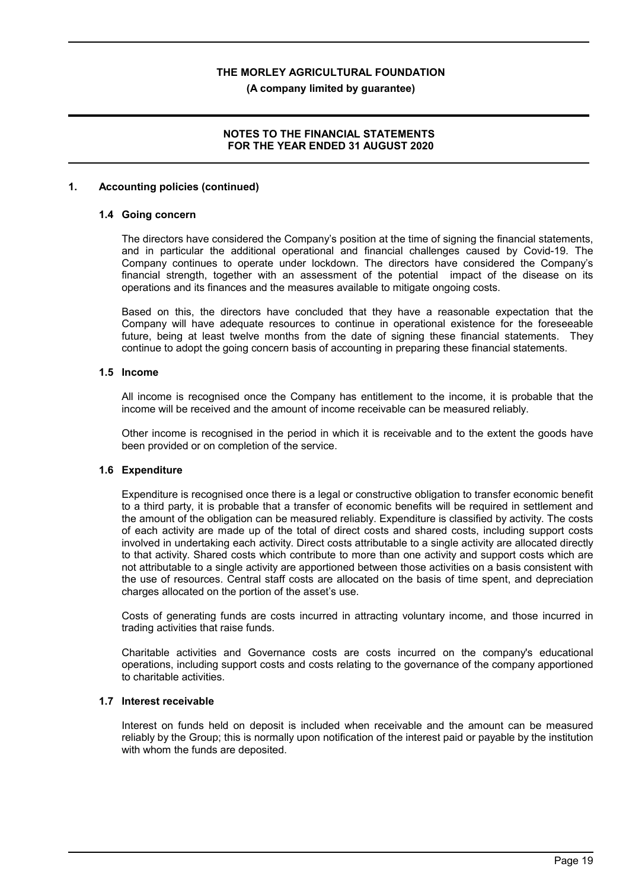## 1. Accounting policies (continued)

### 1.4 Going concern

The directors have considered the Company's position at the time of signing the financial statements, and in particular the additional operational and financial challenges caused by Covid-19. The Company continues to operate under lockdown. The directors have considered the Company's financial strength, together with an assessment of the potential impact of the disease on its operations and its finances and the measures available to mitigate ongoing costs.

Based on this, the directors have concluded that they have a reasonable expectation that the Company will have adequate resources to continue in operational existence for the foreseeable future, being at least twelve months from the date of signing these financial statements. They continue to adopt the going concern basis of accounting in preparing these financial statements.

### 1.5 Income

All income is recognised once the Company has entitlement to the income, it is probable that the income will be received and the amount of income receivable can be measured reliably.

Other income is recognised in the period in which it is receivable and to the extent the goods have been provided or on completion of the service.

### 1.6 Expenditure

Expenditure is recognised once there is a legal or constructive obligation to transfer economic benefit to a third party, it is probable that a transfer of economic benefits will be required in settlement and the amount of the obligation can be measured reliably. Expenditure is classified by activity. The costs of each activity are made up of the total of direct costs and shared costs, including support costs involved in undertaking each activity. Direct costs attributable to a single activity are allocated directly to that activity. Shared costs which contribute to more than one activity and support costs which are not attributable to a single activity are apportioned between those activities on a basis consistent with the use of resources. Central staff costs are allocated on the basis of time spent, and depreciation charges allocated on the portion of the asset's use.

Costs of generating funds are costs incurred in attracting voluntary income, and those incurred in trading activities that raise funds.

Charitable activities and Governance costs are costs incurred on the company's educational operations, including support costs and costs relating to the governance of the company apportioned to charitable activities.

### 1.7 Interest receivable

Interest on funds held on deposit is included when receivable and the amount can be measured reliably by the Group; this is normally upon notification of the interest paid or payable by the institution with whom the funds are deposited.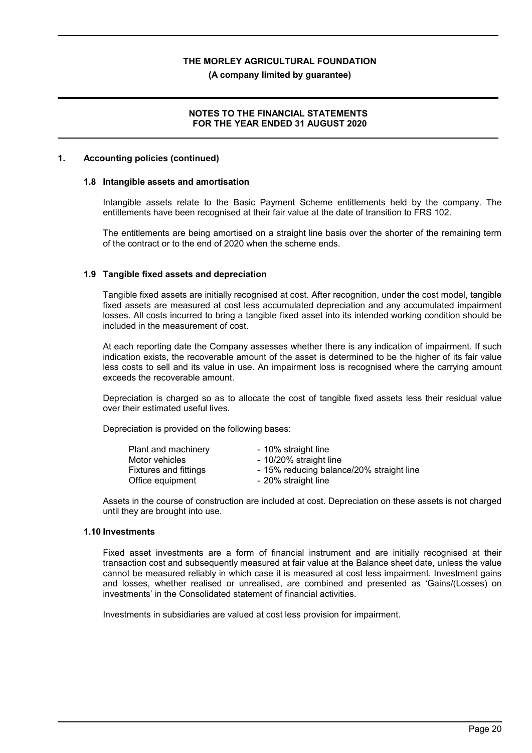## 1. Accounting policies (continued)

### 1.8 Intangible assets and amortisation

Intangible assets relate to the Basic Payment Scheme entitlements held by the company. The entitlements have been recognised at their fair value at the date of transition to FRS 102.

The entitlements are being amortised on a straight line basis over the shorter of the remaining term of the contract or to the end of 2020 when the scheme ends.

### 1.9 Tangible fixed assets and depreciation

Tangible fixed assets are initially recognised at cost. After recognition, under the cost model, tangible fixed assets are measured at cost less accumulated depreciation and any accumulated impairment losses. All costs incurred to bring a tangible fixed asset into its intended working condition should be included in the measurement of cost.

At each reporting date the Company assesses whether there is any indication of impairment. If such indication exists, the recoverable amount of the asset is determined to be the higher of its fair value less costs to sell and its value in use. An impairment loss is recognised where the carrying amount exceeds the recoverable amount.

Depreciation is charged so as to allocate the cost of tangible fixed assets less their residual value over their estimated useful lives.

Depreciation is provided on the following bases:

| | |
|---|---|
| Plant and machinery | - 10% straight line |
| Motor vehicles | - 10/20% straight line |
| Fixtures and fittings | - 15% reducing balance/20% straight line |
| Office equipment | - 20% straight line |

Assets in the course of construction are included at cost. Depreciation on these assets is not charged until they are brought into use.

### 1.10 Investments

Fixed asset investments are a form of financial instrument and are initially recognised at their transaction cost and subsequently measured at fair value at the Balance sheet date, unless the value cannot be measured reliably in which case it is measured at cost less impairment. Investment gains and losses, whether realised or unrealised, are combined and presented as 'Gains/(Losses) on investments' in the Consolidated statement of financial activities.

Investments in subsidiaries are valued at cost less provision for impairment.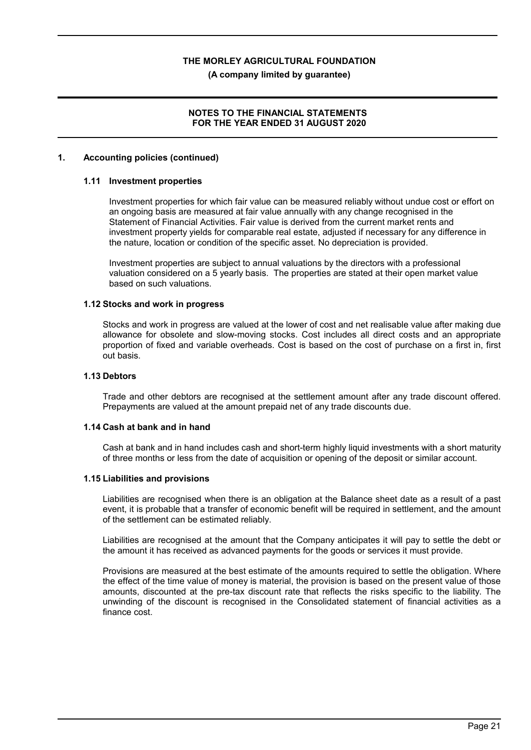## 1. Accounting policies (continued)

### 1.11 Investment properties

Investment properties for which fair value can be measured reliably without undue cost or effort on an ongoing basis are measured at fair value annually with any change recognised in the Statement of Financial Activities. Fair value is derived from the current market rents and investment property yields for comparable real estate, adjusted if necessary for any difference in the nature, location or condition of the specific asset. No depreciation is provided.

Investment properties are subject to annual valuations by the directors with a professional valuation considered on a 5 yearly basis. The properties are stated at their open market value based on such valuations.

### 1.12 Stocks and work in progress

Stocks and work in progress are valued at the lower of cost and net realisable value after making due allowance for obsolete and slow-moving stocks. Cost includes all direct costs and an appropriate proportion of fixed and variable overheads. Cost is based on the cost of purchase on a first in, first out basis.

### 1.13 Debtors

Trade and other debtors are recognised at the settlement amount after any trade discount offered. Prepayments are valued at the amount prepaid net of any trade discounts due.

### 1.14 Cash at bank and in hand

Cash at bank and in hand includes cash and short-term highly liquid investments with a short maturity of three months or less from the date of acquisition or opening of the deposit or similar account.

### 1.15 Liabilities and provisions

Liabilities are recognised when there is an obligation at the Balance sheet date as a result of a past event, it is probable that a transfer of economic benefit will be required in settlement, and the amount of the settlement can be estimated reliably.

Liabilities are recognised at the amount that the Company anticipates it will pay to settle the debt or the amount it has received as advanced payments for the goods or services it must provide.

Provisions are measured at the best estimate of the amounts required to settle the obligation. Where the effect of the time value of money is material, the provision is based on the present value of those amounts, discounted at the pre-tax discount rate that reflects the risks specific to the liability. The unwinding of the discount is recognised in the Consolidated statement of financial activities as a finance cost.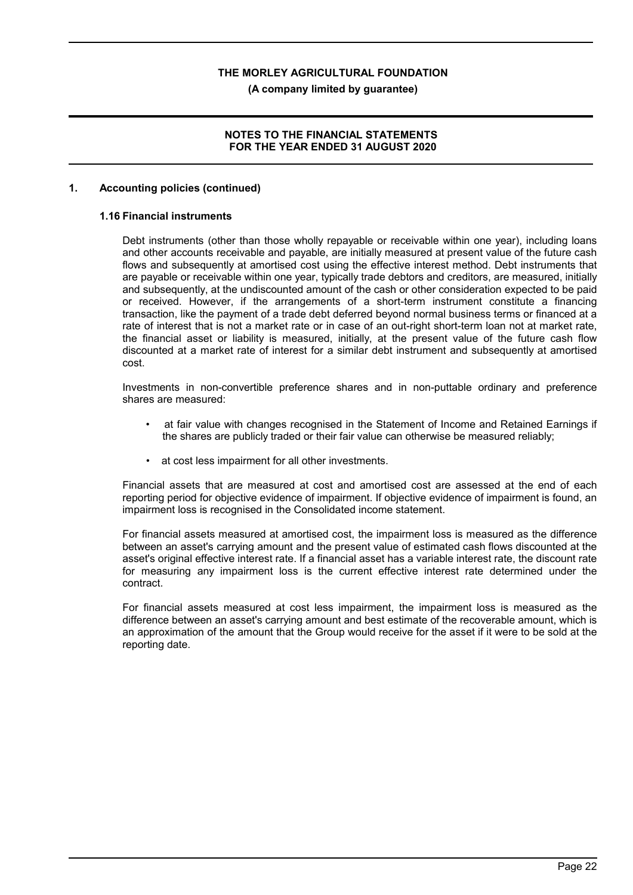## 1. Accounting policies (continued)

### 1.16 Financial instruments

Debt instruments (other than those wholly repayable or receivable within one year), including loans and other accounts receivable and payable, are initially measured at present value of the future cash flows and subsequently at amortised cost using the effective interest method. Debt instruments that are payable or receivable within one year, typically trade debtors and creditors, are measured, initially and subsequently, at the undiscounted amount of the cash or other consideration expected to be paid or received. However, if the arrangements of a short-term instrument constitute a financing transaction, like the payment of a trade debt deferred beyond normal business terms or financed at a rate of interest that is not a market rate or in case of an out-right short-term loan not at market rate, the financial asset or liability is measured, initially, at the present value of the future cash flow discounted at a market rate of interest for a similar debt instrument and subsequently at amortised cost.

Investments in non-convertible preference shares and in non-puttable ordinary and preference shares are measured:

- at fair value with changes recognised in the Statement of Income and Retained Earnings if the shares are publicly traded or their fair value can otherwise be measured reliably;
- at cost less impairment for all other investments.

Financial assets that are measured at cost and amortised cost are assessed at the end of each reporting period for objective evidence of impairment. If objective evidence of impairment is found, an impairment loss is recognised in the Consolidated income statement.

For financial assets measured at amortised cost, the impairment loss is measured as the difference between an asset's carrying amount and the present value of estimated cash flows discounted at the asset's original effective interest rate. If a financial asset has a variable interest rate, the discount rate for measuring any impairment loss is the current effective interest rate determined under the contract.

For financial assets measured at cost less impairment, the impairment loss is measured as the difference between an asset's carrying amount and best estimate of the recoverable amount, which is an approximation of the amount that the Group would receive for the asset if it were to be sold at the reporting date.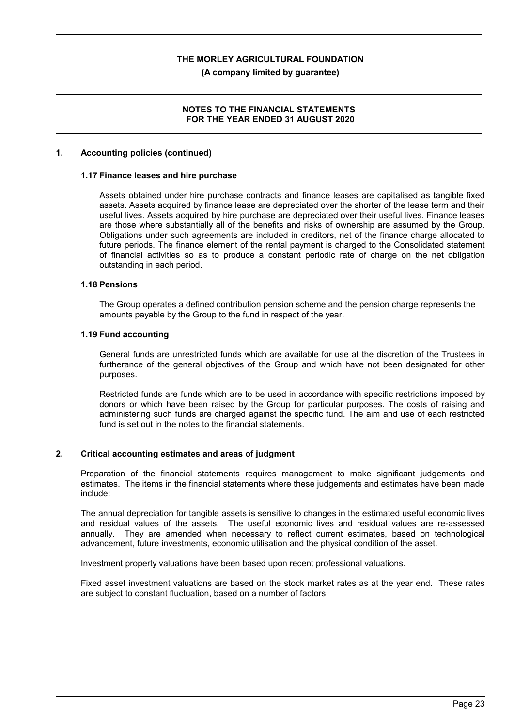## 1. Accounting policies (continued)

### 1.17 Finance leases and hire purchase

Assets obtained under hire purchase contracts and finance leases are capitalised as tangible fixed assets. Assets acquired by finance lease are depreciated over the shorter of the lease term and their useful lives. Assets acquired by hire purchase are depreciated over their useful lives. Finance leases are those where substantially all of the benefits and risks of ownership are assumed by the Group. Obligations under such agreements are included in creditors, net of the finance charge allocated to future periods. The finance element of the rental payment is charged to the Consolidated statement of financial activities so as to produce a constant periodic rate of charge on the net obligation outstanding in each period.

### 1.18 Pensions

The Group operates a defined contribution pension scheme and the pension charge represents the amounts payable by the Group to the fund in respect of the year.

### 1.19 Fund accounting

General funds are unrestricted funds which are available for use at the discretion of the Trustees in furtherance of the general objectives of the Group and which have not been designated for other purposes.

Restricted funds are funds which are to be used in accordance with specific restrictions imposed by donors or which have been raised by the Group for particular purposes. The costs of raising and administering such funds are charged against the specific fund. The aim and use of each restricted fund is set out in the notes to the financial statements.

## 2. Critical accounting estimates and areas of judgment

Preparation of the financial statements requires management to make significant judgements and estimates. The items in the financial statements where these judgements and estimates have been made include:

The annual depreciation for tangible assets is sensitive to changes in the estimated useful economic lives and residual values of the assets. The useful economic lives and residual values are re-assessed annually. They are amended when necessary to reflect current estimates, based on technological advancement, future investments, economic utilisation and the physical condition of the asset.

Investment property valuations have been based upon recent professional valuations.

Fixed asset investment valuations are based on the stock market rates as at the year end. These rates are subject to constant fluctuation, based on a number of factors.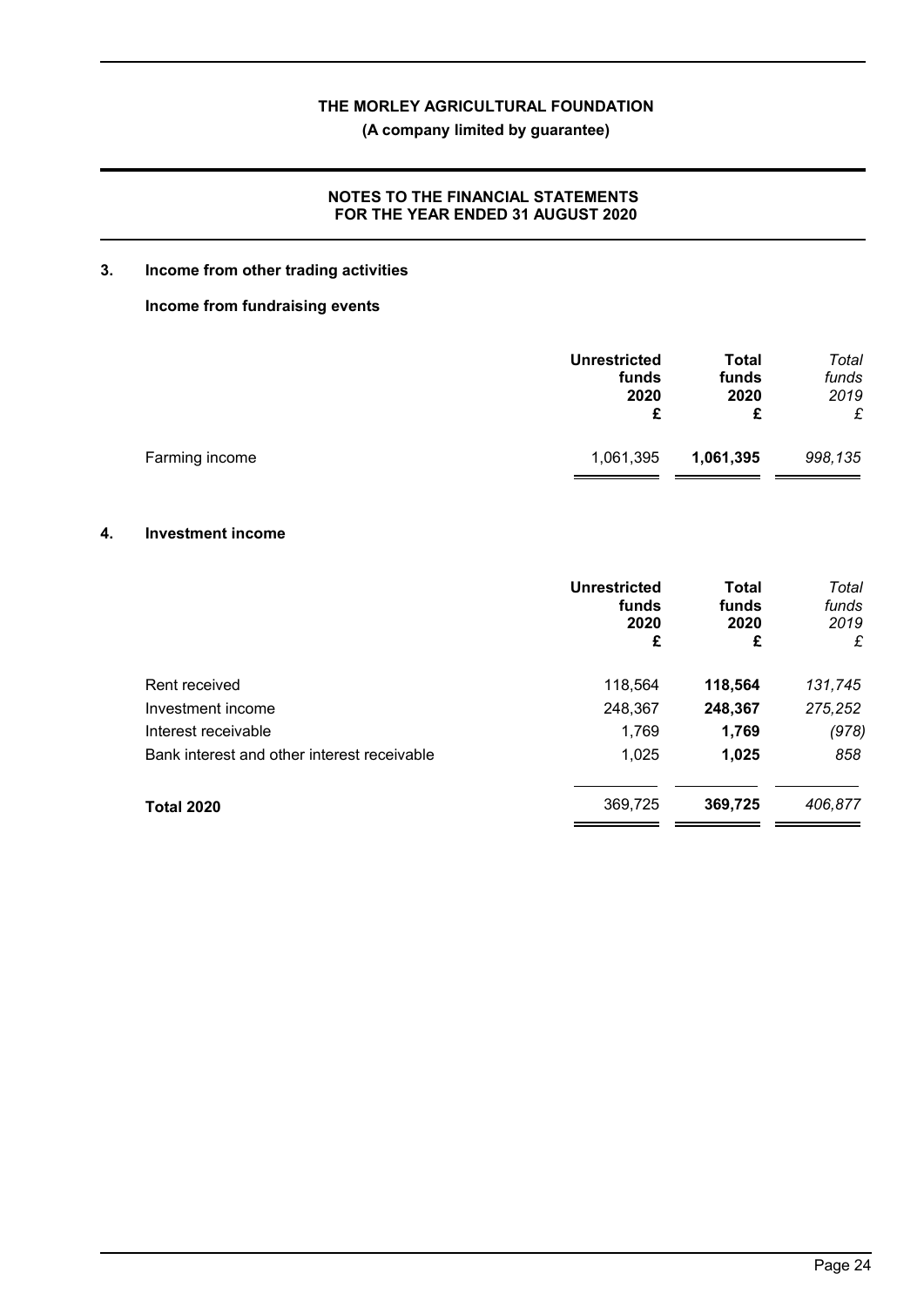**THE MORLEY AGRICULTURAL FOUNDATION**
**(A company limited by guarantee)**

**NOTES TO THE FINANCIAL STATEMENTS FOR THE YEAR ENDED 31 AUGUST 2020**

## 3. Income from other trading activities

**Income from fundraising events**

| | Unrestricted funds 2020 £ | Total funds 2020 £ | *Total funds 2019 £* |
|---|---|---|---|
| Farming income | 1,061,395 | **1,061,395** | *998,135* |

## 4. Investment income

| | Unrestricted funds 2020 £ | Total funds 2020 £ | *Total funds 2019 £* |
|---|---|---|---|
| Rent received | 118,564 | **118,564** | *131,745* |
| Investment income | 248,367 | **248,367** | *275,252* |
| Interest receivable | 1,769 | **1,769** | *(978)* |
| Bank interest and other interest receivable | 1,025 | **1,025** | *858* |
| **Total 2020** | 369,725 | **369,725** | *406,877* |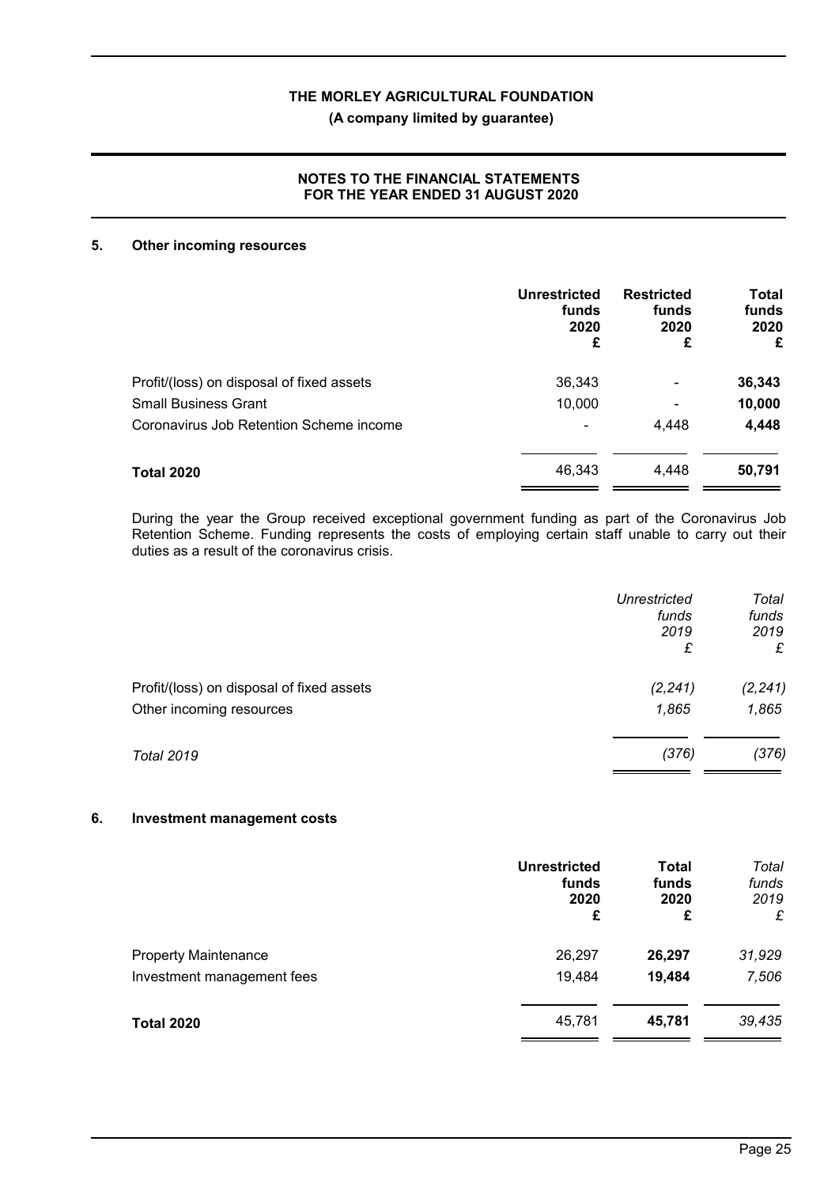## 5. Other incoming resources

| | Unrestricted funds 2020 £ | Restricted funds 2020 £ | Total funds 2020 £ |
|---|---|---|---|
| Profit/(loss) on disposal of fixed assets | 36,343 | - | **36,343** |
| Small Business Grant | 10,000 | - | **10,000** |
| Coronavirus Job Retention Scheme income | - | 4,448 | **4,448** |
| **Total 2020** | 46,343 | 4,448 | **50,791** |

During the year the Group received exceptional government funding as part of the Coronavirus Job Retention Scheme. Funding represents the costs of employing certain staff unable to carry out their duties as a result of the coronavirus crisis.

| | *Unrestricted funds 2019 £* | *Total funds 2019 £* |
|---|---|---|
| Profit/(loss) on disposal of fixed assets | *(2,241)* | *(2,241)* |
| Other incoming resources | *1,865* | *1,865* |
| *Total 2019* | *(376)* | *(376)* |

## 6. Investment management costs

| | Unrestricted funds 2020 £ | Total funds 2020 £ | *Total funds 2019 £* |
|---|---|---|---|
| Property Maintenance | 26,297 | **26,297** | *31,929* |
| Investment management fees | 19,484 | **19,484** | *7,506* |
| **Total 2020** | 45,781 | **45,781** | *39,435* |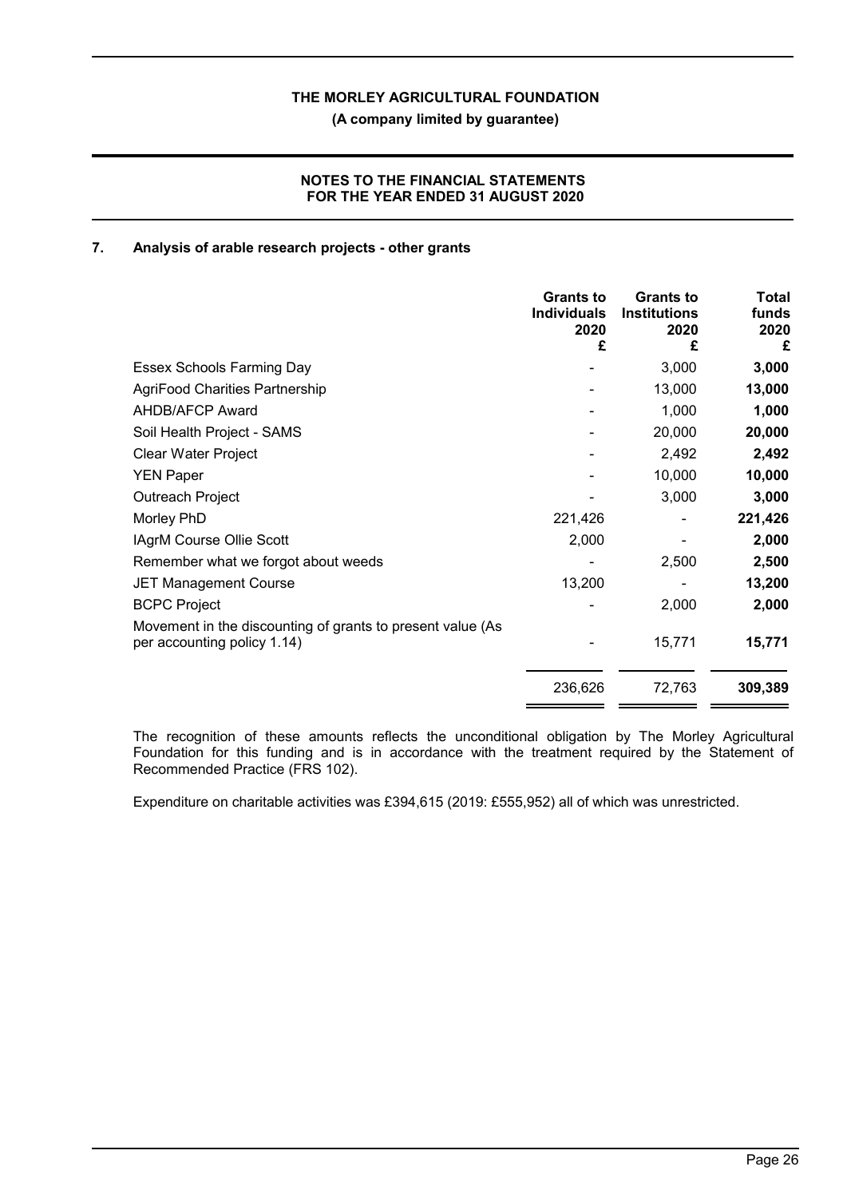## 7. Analysis of arable research projects - other grants

| | Grants to Individuals 2020 £ | Grants to Institutions 2020 £ | Total funds 2020 £ |
|---|---|---|---|
| Essex Schools Farming Day | - | 3,000 | **3,000** |
| AgriFood Charities Partnership | - | 13,000 | **13,000** |
| AHDB/AFCP Award | - | 1,000 | **1,000** |
| Soil Health Project - SAMS | - | 20,000 | **20,000** |
| Clear Water Project | - | 2,492 | **2,492** |
| YEN Paper | - | 10,000 | **10,000** |
| Outreach Project | - | 3,000 | **3,000** |
| Morley PhD | 221,426 | - | **221,426** |
| IAgrM Course Ollie Scott | 2,000 | - | **2,000** |
| Remember what we forgot about weeds | - | 2,500 | **2,500** |
| JET Management Course | 13,200 | - | **13,200** |
| BCPC Project | - | 2,000 | **2,000** |
| Movement in the discounting of grants to present value (As per accounting policy 1.14) | - | 15,771 | **15,771** |
| | 236,626 | 72,763 | **309,389** |

The recognition of these amounts reflects the unconditional obligation by The Morley Agricultural Foundation for this funding and is in accordance with the treatment required by the Statement of Recommended Practice (FRS 102).

Expenditure on charitable activities was £394,615 (2019: £555,952) all of which was unrestricted.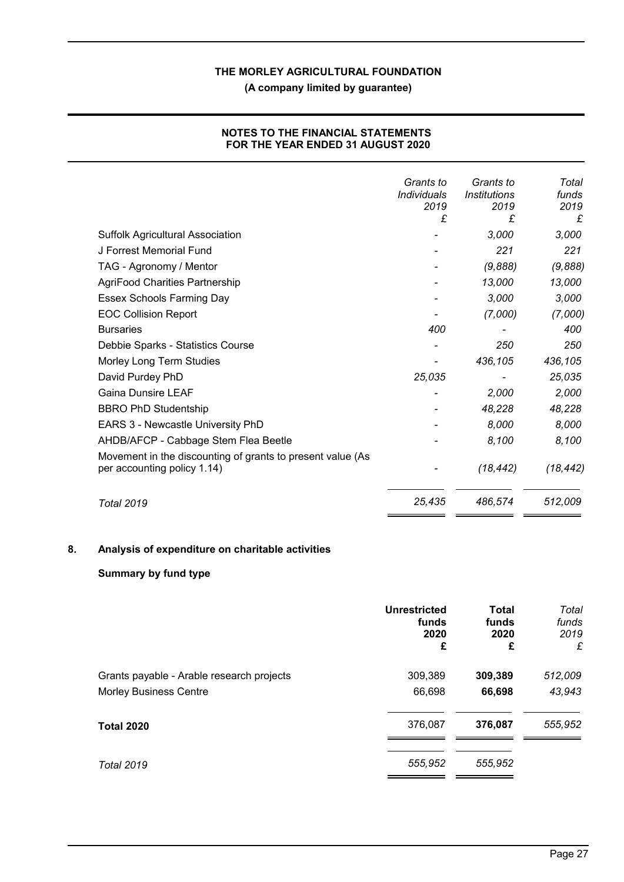| | *Grants to Individuals 2019 £* | *Grants to Institutions 2019 £* | *Total funds 2019 £* |
|---|---|---|---|
| Suffolk Agricultural Association | - | *3,000* | *3,000* |
| J Forrest Memorial Fund | - | *221* | *221* |
| TAG - Agronomy / Mentor | - | *(9,888)* | *(9,888)* |
| AgriFood Charities Partnership | - | *13,000* | *13,000* |
| Essex Schools Farming Day | - | *3,000* | *3,000* |
| EOC Collision Report | - | *(7,000)* | *(7,000)* |
| Bursaries | *400* | - | *400* |
| Debbie Sparks - Statistics Course | - | *250* | *250* |
| Morley Long Term Studies | - | *436,105* | *436,105* |
| David Purdey PhD | *25,035* | - | *25,035* |
| Gaina Dunsire LEAF | - | *2,000* | *2,000* |
| BBRO PhD Studentship | - | *48,228* | *48,228* |
| EARS 3 - Newcastle University PhD | - | *8,000* | *8,000* |
| AHDB/AFCP - Cabbage Stem Flea Beetle | - | *8,100* | *8,100* |
| Movement in the discounting of grants to present value (As per accounting policy 1.14) | - | *(18,442)* | *(18,442)* |
| *Total 2019* | *25,435* | *486,574* | *512,009* |

## 8. Analysis of expenditure on charitable activities

### Summary by fund type

| | **Unrestricted funds 2020 £** | **Total funds 2020 £** | *Total funds 2019 £* |
|---|---|---|---|
| Grants payable - Arable research projects | 309,389 | **309,389** | *512,009* |
| Morley Business Centre | 66,698 | **66,698** | *43,943* |
| **Total 2020** | 376,087 | **376,087** | *555,952* |
| *Total 2019* | *555,952* | *555,952* | |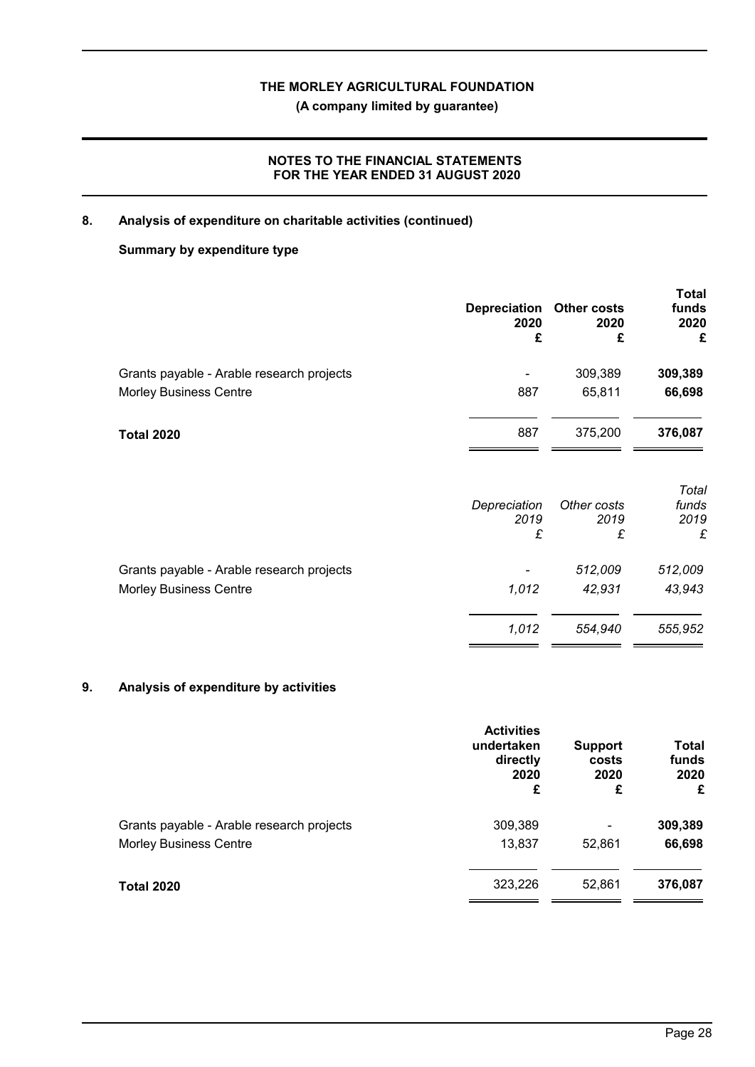## 8. Analysis of expenditure on charitable activities (continued)

### Summary by expenditure type

| | Depreciation 2020 £ | Other costs 2020 £ | Total funds 2020 £ |
|---|---|---|---|
| Grants payable - Arable research projects | - | 309,389 | **309,389** |
| Morley Business Centre | 887 | 65,811 | **66,698** |
| **Total 2020** | 887 | 375,200 | **376,087** |

| | *Depreciation 2019 £* | *Other costs 2019 £* | *Total funds 2019 £* |
|---|---|---|---|
| Grants payable - Arable research projects | - | *512,009* | *512,009* |
| Morley Business Centre | *1,012* | *42,931* | *43,943* |
| | *1,012* | *554,940* | *555,952* |

## 9. Analysis of expenditure by activities

| | Activities undertaken directly 2020 £ | Support costs 2020 £ | Total funds 2020 £ |
|---|---|---|---|
| Grants payable - Arable research projects | 309,389 | - | **309,389** |
| Morley Business Centre | 13,837 | 52,861 | **66,698** |
| **Total 2020** | 323,226 | 52,861 | **376,087** |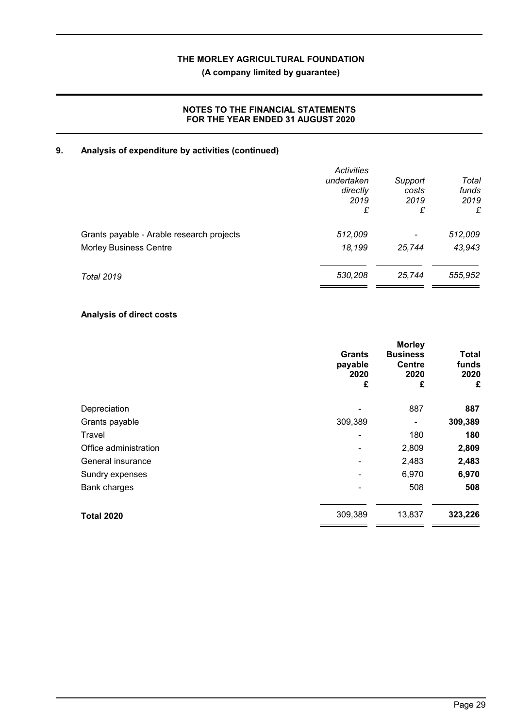## 9. Analysis of expenditure by activities (continued)

| | *Activities undertaken directly 2019 £* | *Support costs 2019 £* | *Total funds 2019 £* |
|---|---|---|---|
| Grants payable - Arable research projects | *512,009* | *-* | *512,009* |
| Morley Business Centre | *18,199* | *25,744* | *43,943* |
| *Total 2019* | *530,208* | *25,744* | *555,952* |

### Analysis of direct costs

| | **Grants payable 2020 £** | **Morley Business Centre 2020 £** | **Total funds 2020 £** |
|---|---|---|---|
| Depreciation | - | 887 | **887** |
| Grants payable | 309,389 | - | **309,389** |
| Travel | - | 180 | **180** |
| Office administration | - | 2,809 | **2,809** |
| General insurance | - | 2,483 | **2,483** |
| Sundry expenses | - | 6,970 | **6,970** |
| Bank charges | - | 508 | **508** |
| **Total 2020** | 309,389 | 13,837 | **323,226** |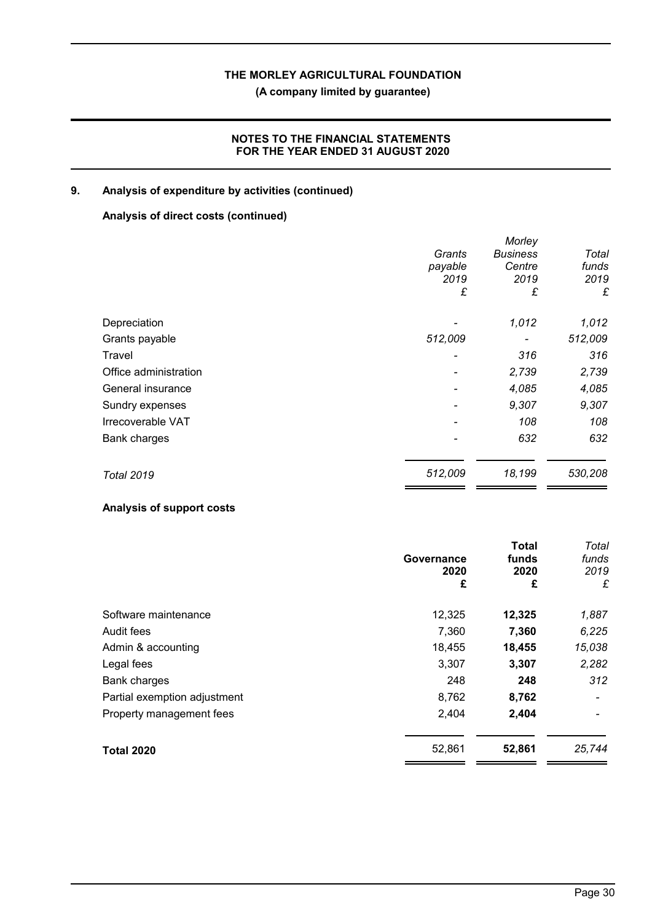## 9. Analysis of expenditure by activities (continued)

### Analysis of direct costs (continued)

| | Grants payable 2019 £ | Morley Business Centre 2019 £ | Total funds 2019 £ |
|---|---|---|---|
| Depreciation | - | 1,012 | 1,012 |
| Grants payable | 512,009 | - | 512,009 |
| Travel | - | 316 | 316 |
| Office administration | - | 2,739 | 2,739 |
| General insurance | - | 4,085 | 4,085 |
| Sundry expenses | - | 9,307 | 9,307 |
| Irrecoverable VAT | - | 108 | 108 |
| Bank charges | - | 632 | 632 |
| *Total 2019* | 512,009 | 18,199 | 530,208 |

### Analysis of support costs

| | Governance 2020 £ | Total funds 2020 £ | Total funds 2019 £ |
|---|---|---|---|
| Software maintenance | 12,325 | **12,325** | 1,887 |
| Audit fees | 7,360 | **7,360** | 6,225 |
| Admin & accounting | 18,455 | **18,455** | 15,038 |
| Legal fees | 3,307 | **3,307** | 2,282 |
| Bank charges | 248 | **248** | 312 |
| Partial exemption adjustment | 8,762 | **8,762** | - |
| Property management fees | 2,404 | **2,404** | - |
| **Total 2020** | 52,861 | **52,861** | 25,744 |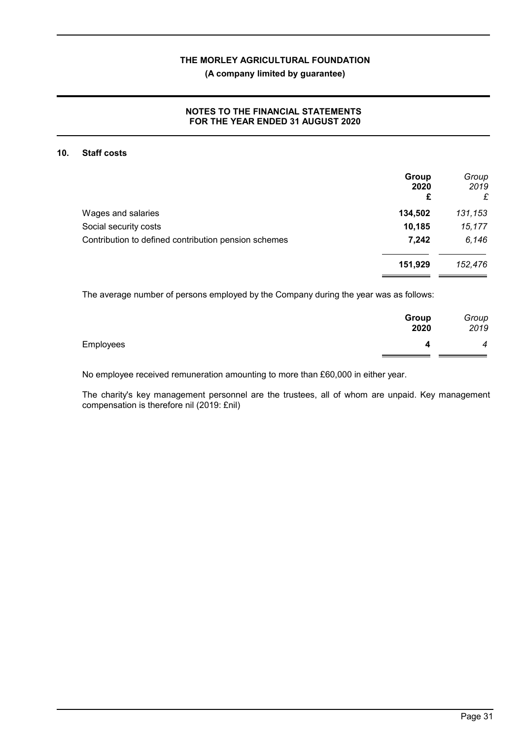**THE MORLEY AGRICULTURAL FOUNDATION**

**(A company limited by guarantee)**

**NOTES TO THE FINANCIAL STATEMENTS FOR THE YEAR ENDED 31 AUGUST 2020**

## 10. Staff costs

| | **Group 2020 £** | *Group 2019 £* |
|---|---|---|
| Wages and salaries | **134,502** | *131,153* |
| Social security costs | **10,185** | *15,177* |
| Contribution to defined contribution pension schemes | **7,242** | *6,146* |
| | **151,929** | *152,476* |

The average number of persons employed by the Company during the year was as follows:

| | **Group 2020** | *Group 2019* |
|---|---|---|
| Employees | **4** | *4* |

No employee received remuneration amounting to more than £60,000 in either year.

The charity's key management personnel are the trustees, all of whom are unpaid. Key management compensation is therefore nil (2019: £nil)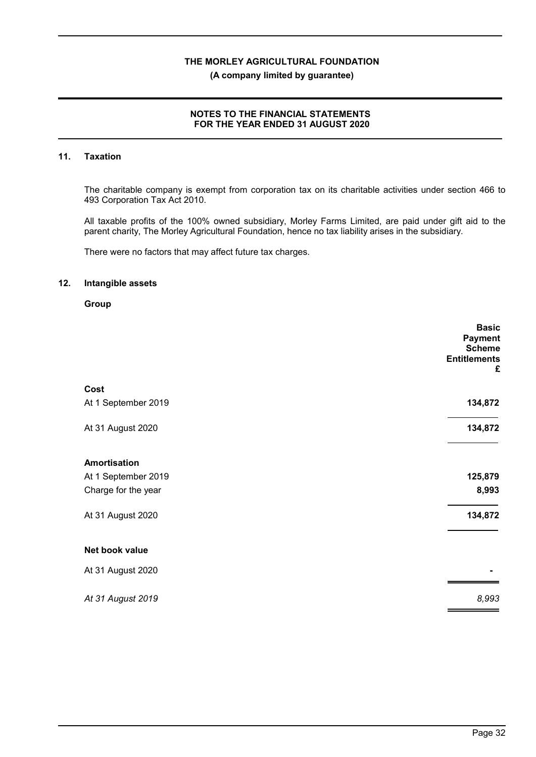## 11. Taxation

The charitable company is exempt from corporation tax on its charitable activities under section 466 to 493 Corporation Tax Act 2010.

All taxable profits of the 100% owned subsidiary, Morley Farms Limited, are paid under gift aid to the parent charity, The Morley Agricultural Foundation, hence no tax liability arises in the subsidiary.

There were no factors that may affect future tax charges.

## 12. Intangible assets

**Group**

| | Basic Payment Scheme Entitlements £ |
|---|---|
| **Cost** | |
| At 1 September 2019 | **134,872** |
| At 31 August 2020 | **134,872** |
| **Amortisation** | |
| At 1 September 2019 | **125,879** |
| Charge for the year | **8,993** |
| At 31 August 2020 | **134,872** |
| **Net book value** | |
| At 31 August 2020 | **-** |
| *At 31 August 2019* | *8,993* |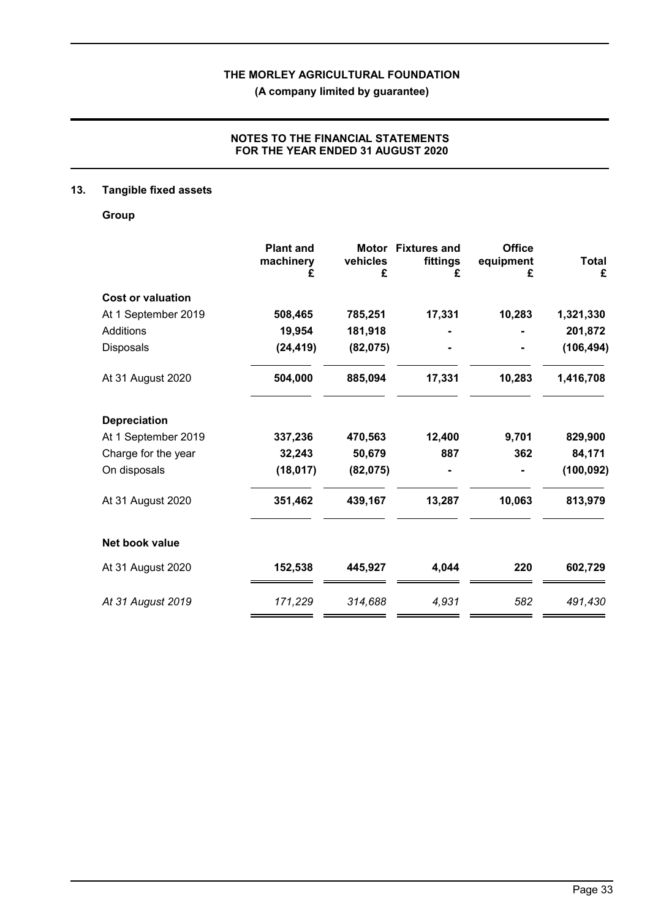## 13. Tangible fixed assets

### Group

| | Plant and machinery £ | Motor vehicles £ | Fixtures and fittings £ | Office equipment £ | Total £ |
|---|---|---|---|---|---|
| **Cost or valuation** | | | | | |
| At 1 September 2019 | **508,465** | **785,251** | **17,331** | **10,283** | **1,321,330** |
| Additions | **19,954** | **181,918** | **-** | **-** | **201,872** |
| Disposals | **(24,419)** | **(82,075)** | **-** | **-** | **(106,494)** |
| At 31 August 2020 | **504,000** | **885,094** | **17,331** | **10,283** | **1,416,708** |
| **Depreciation** | | | | | |
| At 1 September 2019 | **337,236** | **470,563** | **12,400** | **9,701** | **829,900** |
| Charge for the year | **32,243** | **50,679** | **887** | **362** | **84,171** |
| On disposals | **(18,017)** | **(82,075)** | **-** | **-** | **(100,092)** |
| At 31 August 2020 | **351,462** | **439,167** | **13,287** | **10,063** | **813,979** |
| **Net book value** | | | | | |
| At 31 August 2020 | **152,538** | **445,927** | **4,044** | **220** | **602,729** |
| *At 31 August 2019* | *171,229* | *314,688* | *4,931* | *582* | *491,430* |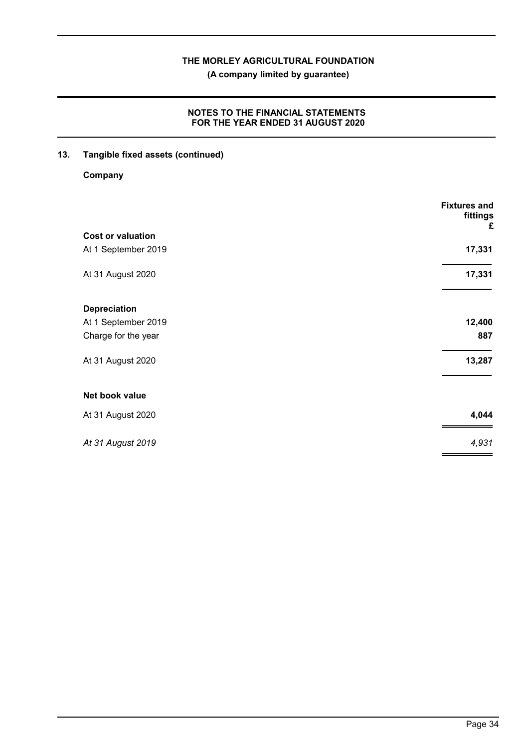## 13. Tangible fixed assets (continued)

**Company**

| | Fixtures and fittings £ |
|---|---|
| **Cost or valuation** | |
| At 1 September 2019 | **17,331** |
| At 31 August 2020 | **17,331** |
| **Depreciation** | |
| At 1 September 2019 | **12,400** |
| Charge for the year | **887** |
| At 31 August 2020 | **13,287** |
| **Net book value** | |
| At 31 August 2020 | **4,044** |
| *At 31 August 2019* | *4,931* |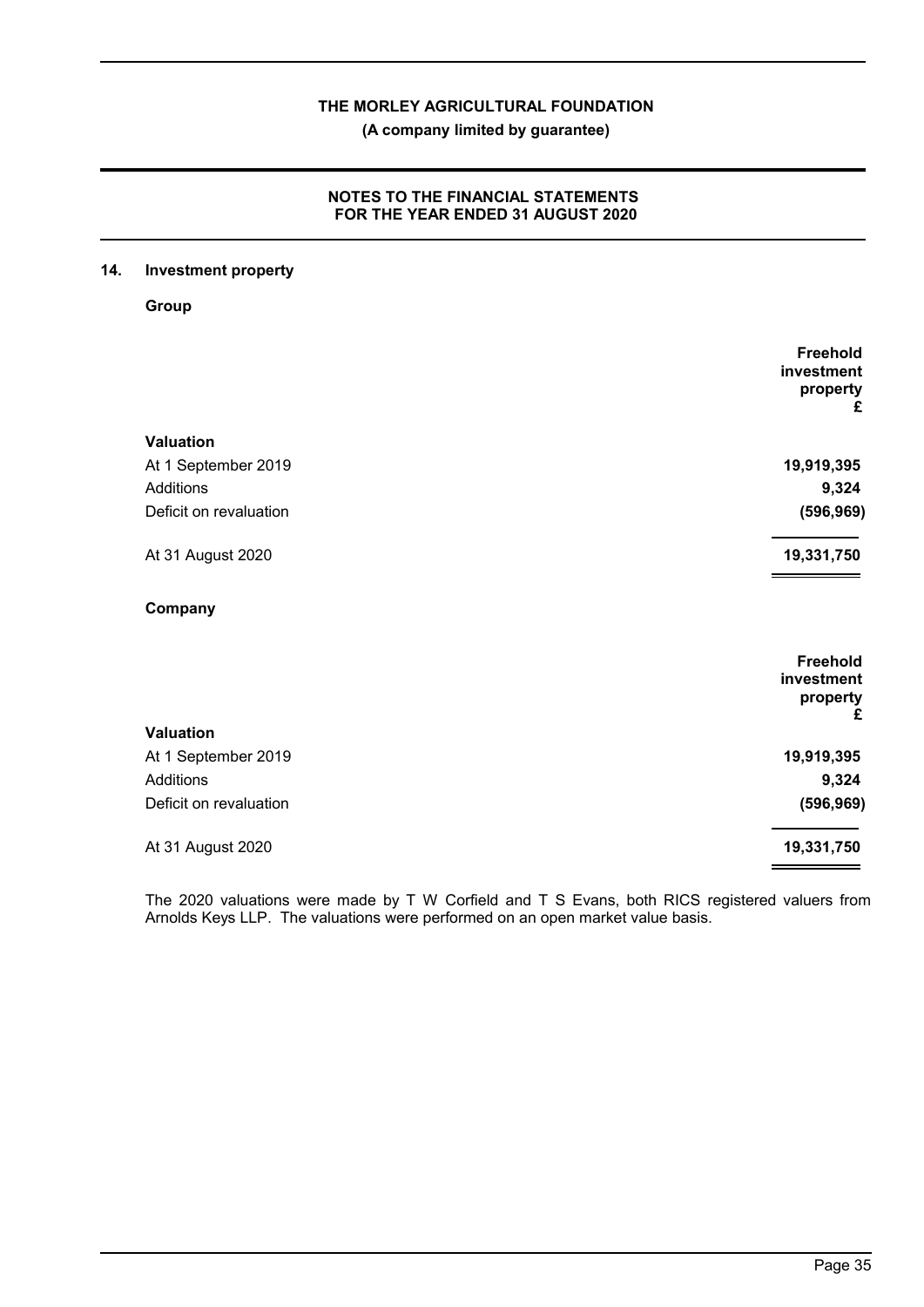## 14. Investment property

**Group**

| | Freehold investment property £ |
|---|---|
| **Valuation** | |
| At 1 September 2019 | **19,919,395** |
| Additions | **9,324** |
| Deficit on revaluation | **(596,969)** |
| At 31 August 2020 | **19,331,750** |

**Company**

| | Freehold investment property £ |
|---|---|
| **Valuation** | |
| At 1 September 2019 | **19,919,395** |
| Additions | **9,324** |
| Deficit on revaluation | **(596,969)** |
| At 31 August 2020 | **19,331,750** |

The 2020 valuations were made by T W Corfield and T S Evans, both RICS registered valuers from Arnolds Keys LLP. The valuations were performed on an open market value basis.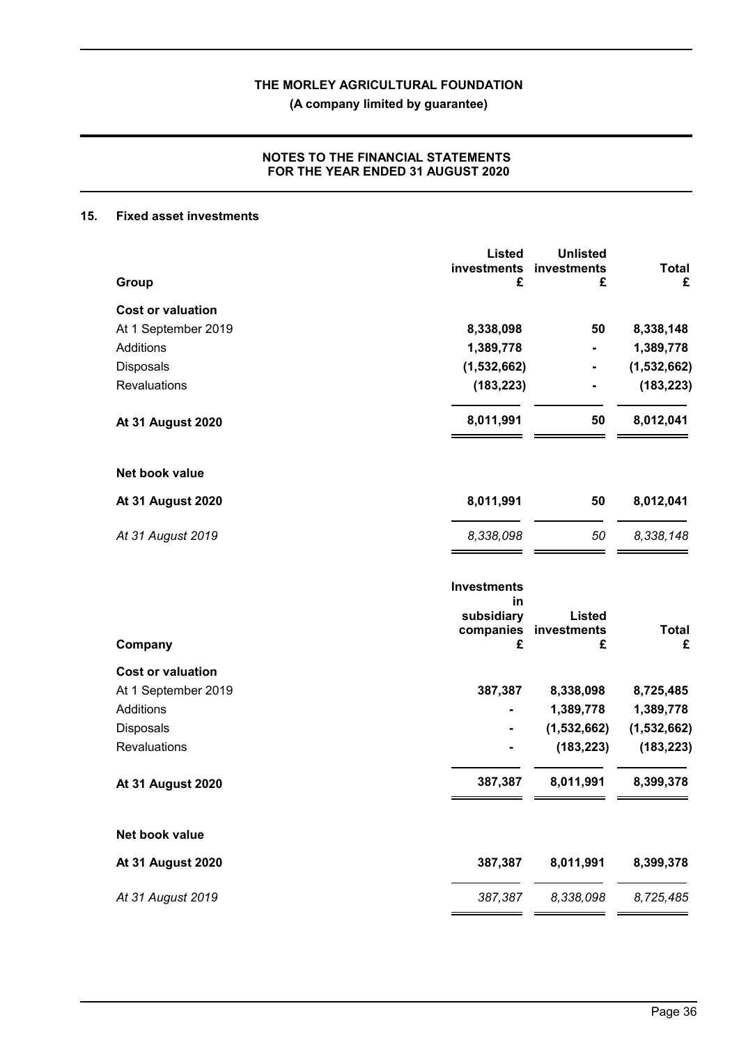## 15. Fixed asset investments

| Group | Listed investments £ | Unlisted investments £ | Total £ |
|---|---|---|---|
| **Cost or valuation** | | | |
| At 1 September 2019 | **8,338,098** | **50** | **8,338,148** |
| Additions | **1,389,778** | **-** | **1,389,778** |
| Disposals | **(1,532,662)** | **-** | **(1,532,662)** |
| Revaluations | **(183,223)** | **-** | **(183,223)** |
| **At 31 August 2020** | **8,011,991** | **50** | **8,012,041** |
| **Net book value** | | | |
| **At 31 August 2020** | **8,011,991** | **50** | **8,012,041** |
| *At 31 August 2019* | *8,338,098* | *50* | *8,338,148* |

| Company | Investments in subsidiary companies £ | Listed investments £ | Total £ |
|---|---|---|---|
| **Cost or valuation** | | | |
| At 1 September 2019 | **387,387** | **8,338,098** | **8,725,485** |
| Additions | **-** | **1,389,778** | **1,389,778** |
| Disposals | **-** | **(1,532,662)** | **(1,532,662)** |
| Revaluations | **-** | **(183,223)** | **(183,223)** |
| **At 31 August 2020** | **387,387** | **8,011,991** | **8,399,378** |
| **Net book value** | | | |
| **At 31 August 2020** | **387,387** | **8,011,991** | **8,399,378** |
| *At 31 August 2019* | *387,387* | *8,338,098* | *8,725,485* |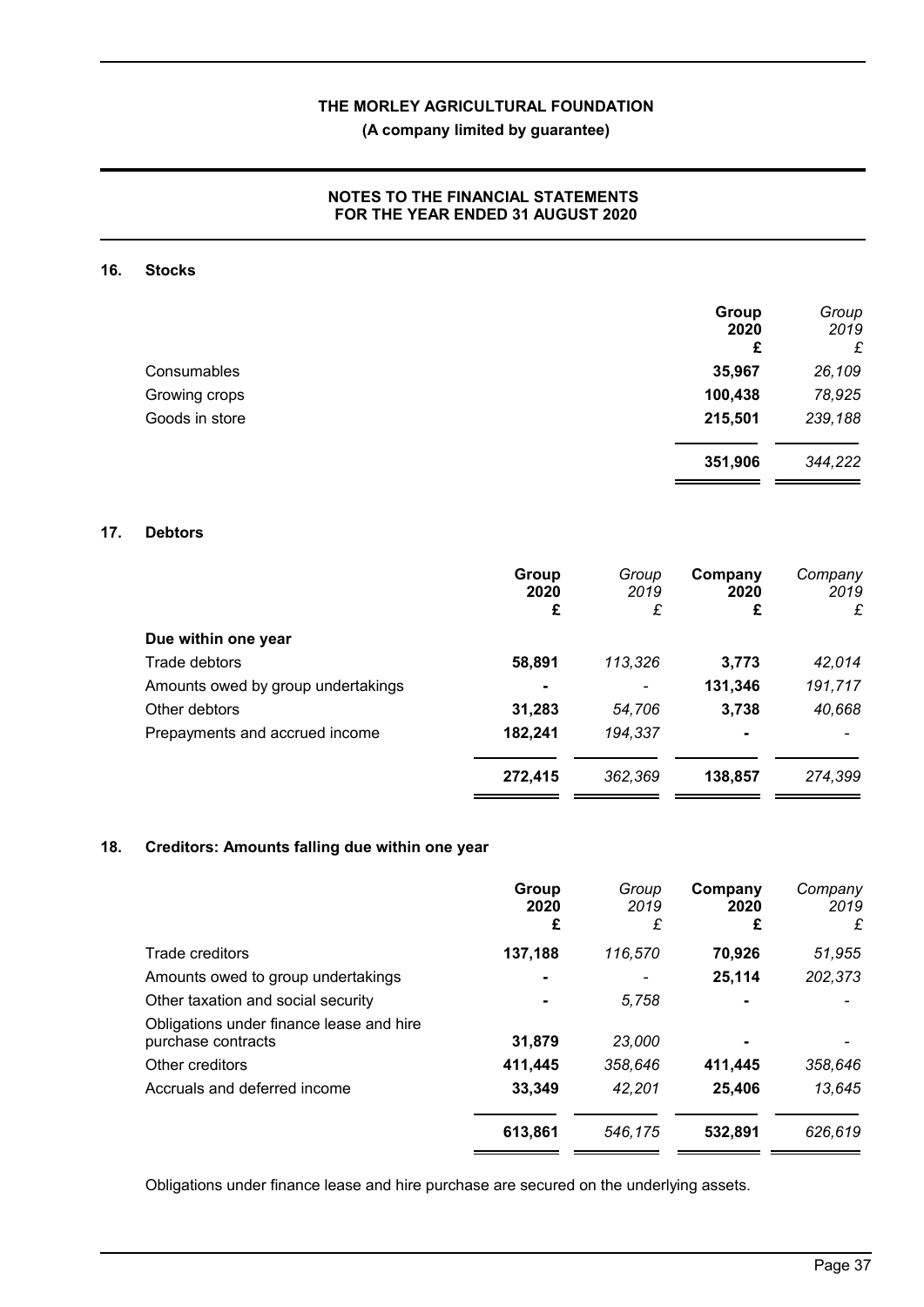## 16. Stocks

| | Group 2020 £ | Group 2019 £ |
|---|---|---|
| Consumables | **35,967** | *26,109* |
| Growing crops | **100,438** | *78,925* |
| Goods in store | **215,501** | *239,188* |
| | **351,906** | *344,222* |

## 17. Debtors

| | Group 2020 £ | Group 2019 £ | Company 2020 £ | Company 2019 £ |
|---|---|---|---|---|
| **Due within one year** | | | | |
| Trade debtors | **58,891** | *113,326* | **3,773** | *42,014* |
| Amounts owed by group undertakings | **-** | *-* | **131,346** | *191,717* |
| Other debtors | **31,283** | *54,706* | **3,738** | *40,668* |
| Prepayments and accrued income | **182,241** | *194,337* | **-** | *-* |
| | **272,415** | *362,369* | **138,857** | *274,399* |

## 18. Creditors: Amounts falling due within one year

| | Group 2020 £ | Group 2019 £ | Company 2020 £ | Company 2019 £ |
|---|---|---|---|---|
| Trade creditors | **137,188** | *116,570* | **70,926** | *51,955* |
| Amounts owed to group undertakings | **-** | *-* | **25,114** | *202,373* |
| Other taxation and social security | **-** | *5,758* | **-** | *-* |
| Obligations under finance lease and hire purchase contracts | **31,879** | *23,000* | **-** | *-* |
| Other creditors | **411,445** | *358,646* | **411,445** | *358,646* |
| Accruals and deferred income | **33,349** | *42,201* | **25,406** | *13,645* |
| | **613,861** | *546,175* | **532,891** | *626,619* |

Obligations under finance lease and hire purchase are secured on the underlying assets.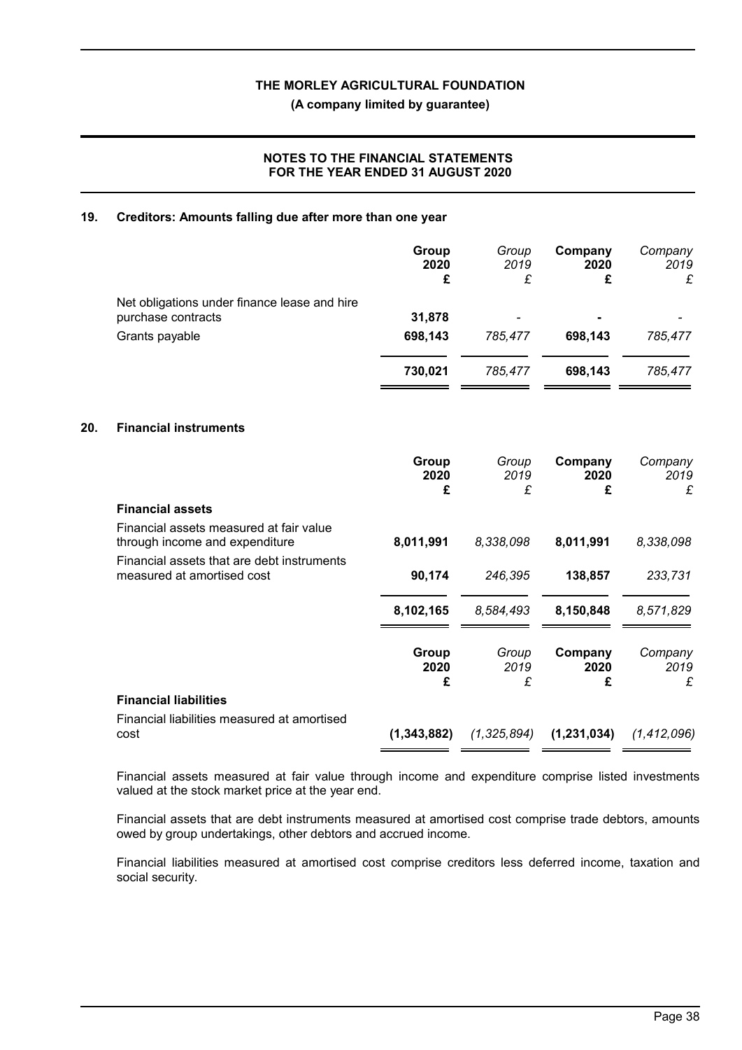# THE MORLEY AGRICULTURAL FOUNDATION

**(A company limited by guarantee)**

**NOTES TO THE FINANCIAL STATEMENTS FOR THE YEAR ENDED 31 AUGUST 2020**

## 19. Creditors: Amounts falling due after more than one year

| | **Group 2020 £** | *Group 2019 £* | **Company 2020 £** | *Company 2019 £* |
|---|---|---|---|---|
| Net obligations under finance lease and hire purchase contracts | **31,878** | - | **-** | - |
| Grants payable | **698,143** | *785,477* | **698,143** | *785,477* |
| | **730,021** | *785,477* | **698,143** | *785,477* |

## 20. Financial instruments

| | **Group 2020 £** | *Group 2019 £* | **Company 2020 £** | *Company 2019 £* |
|---|---|---|---|---|
| **Financial assets** | | | | |
| Financial assets measured at fair value through income and expenditure | **8,011,991** | *8,338,098* | **8,011,991** | *8,338,098* |
| Financial assets that are debt instruments measured at amortised cost | **90,174** | *246,395* | **138,857** | *233,731* |
| | **8,102,165** | *8,584,493* | **8,150,848** | *8,571,829* |

| | **Group 2020 £** | *Group 2019 £* | **Company 2020 £** | *Company 2019 £* |
|---|---|---|---|---|
| **Financial liabilities** | | | | |
| Financial liabilities measured at amortised cost | **(1,343,882)** | *(1,325,894)* | **(1,231,034)** | *(1,412,096)* |

Financial assets measured at fair value through income and expenditure comprise listed investments valued at the stock market price at the year end.

Financial assets that are debt instruments measured at amortised cost comprise trade debtors, amounts owed by group undertakings, other debtors and accrued income.

Financial liabilities measured at amortised cost comprise creditors less deferred income, taxation and social security.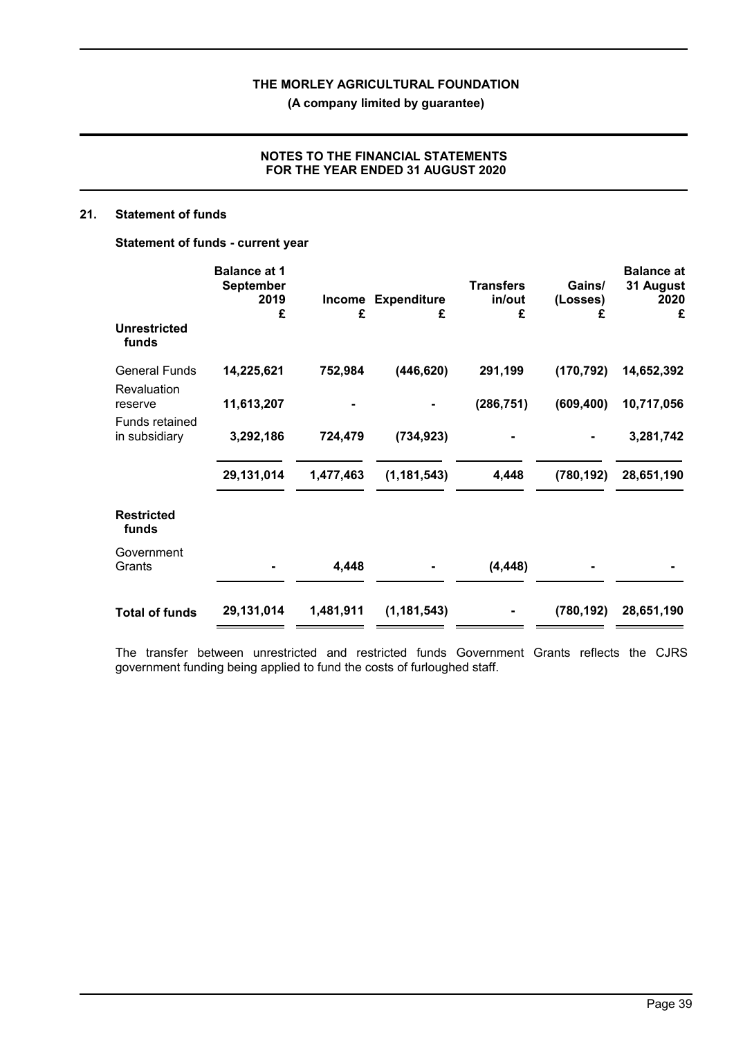## 21. Statement of funds

### Statement of funds - current year

| | Balance at 1 September 2019 £ | Income £ | Expenditure £ | Transfers in/out £ | Gains/ (Losses) £ | Balance at 31 August 2020 £ |
|---|---|---|---|---|---|---|
| **Unrestricted funds** | | | | | | |
| General Funds | **14,225,621** | **752,984** | **(446,620)** | **291,199** | **(170,792)** | **14,652,392** |
| Revaluation reserve | **11,613,207** | **-** | **-** | **(286,751)** | **(609,400)** | **10,717,056** |
| Funds retained in subsidiary | **3,292,186** | **724,479** | **(734,923)** | **-** | **-** | **3,281,742** |
| | **29,131,014** | **1,477,463** | **(1,181,543)** | **4,448** | **(780,192)** | **28,651,190** |
| **Restricted funds** | | | | | | |
| Government Grants | **-** | **4,448** | **-** | **(4,448)** | **-** | **-** |
| **Total of funds** | **29,131,014** | **1,481,911** | **(1,181,543)** | **-** | **(780,192)** | **28,651,190** |

The transfer between unrestricted and restricted funds Government Grants reflects the CJRS government funding being applied to fund the costs of furloughed staff.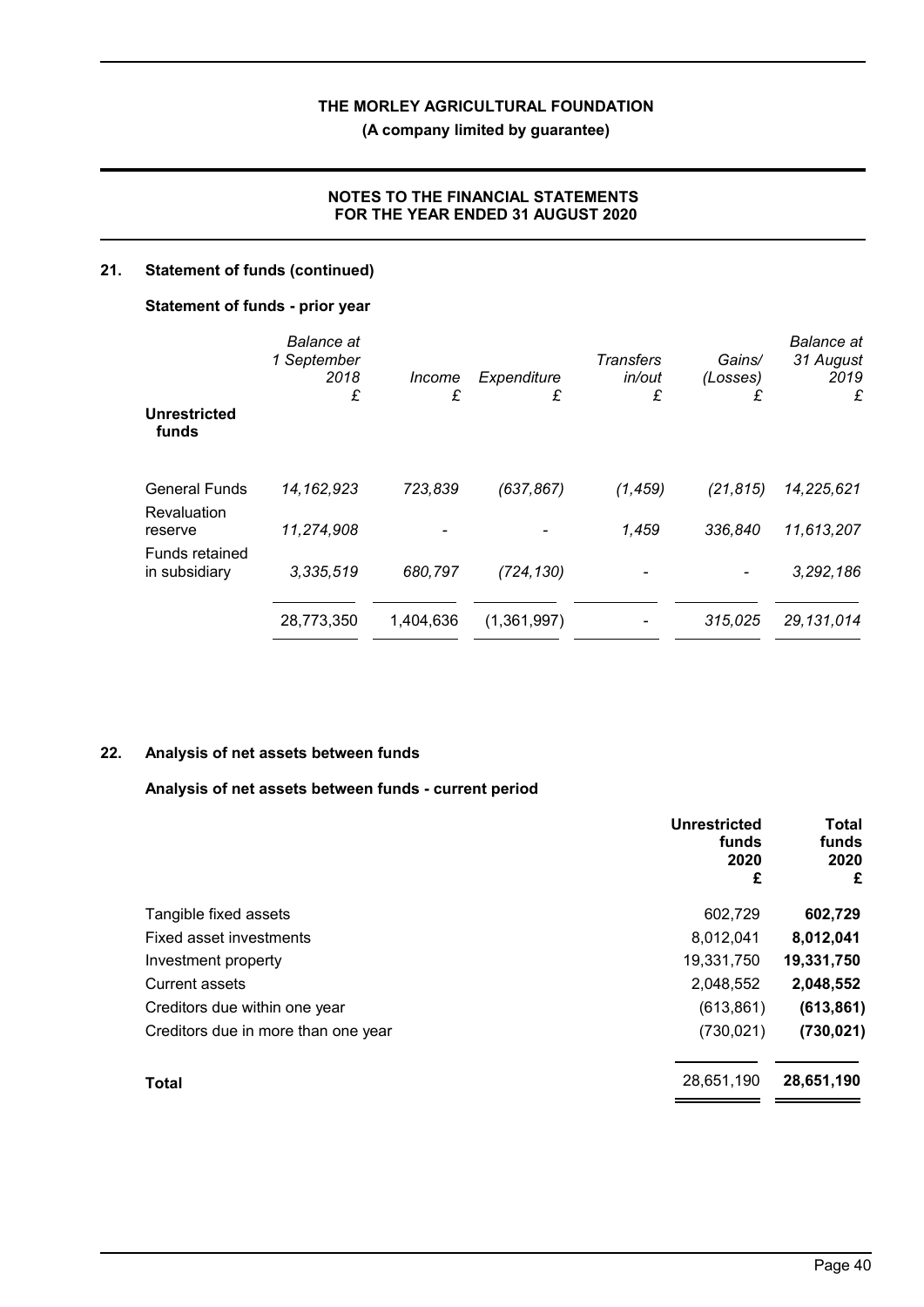## 21. Statement of funds (continued)

### Statement of funds - prior year

| | *Balance at 1 September 2018* | *Income* | *Expenditure* | *Transfers in/out* | *Gains/ (Losses)* | *Balance at 31 August 2019* |
|---|---|---|---|---|---|---|
| | *£* | *£* | *£* | *£* | *£* | *£* |
| **Unrestricted funds** | | | | | | |
| General Funds | *14,162,923* | *723,839* | *(637,867)* | *(1,459)* | *(21,815)* | *14,225,621* |
| Revaluation reserve | *11,274,908* | - | - | *1,459* | *336,840* | *11,613,207* |
| Funds retained in subsidiary | *3,335,519* | *680,797* | *(724,130)* | - | - | *3,292,186* |
| | 28,773,350 | 1,404,636 | (1,361,997) | - | *315,025* | *29,131,014* |

## 22. Analysis of net assets between funds

### Analysis of net assets between funds - current period

| | **Unrestricted funds 2020 £** | **Total funds 2020 £** |
|---|---|---|
| Tangible fixed assets | 602,729 | **602,729** |
| Fixed asset investments | 8,012,041 | **8,012,041** |
| Investment property | 19,331,750 | **19,331,750** |
| Current assets | 2,048,552 | **2,048,552** |
| Creditors due within one year | (613,861) | **(613,861)** |
| Creditors due in more than one year | (730,021) | **(730,021)** |
| **Total** | 28,651,190 | **28,651,190** |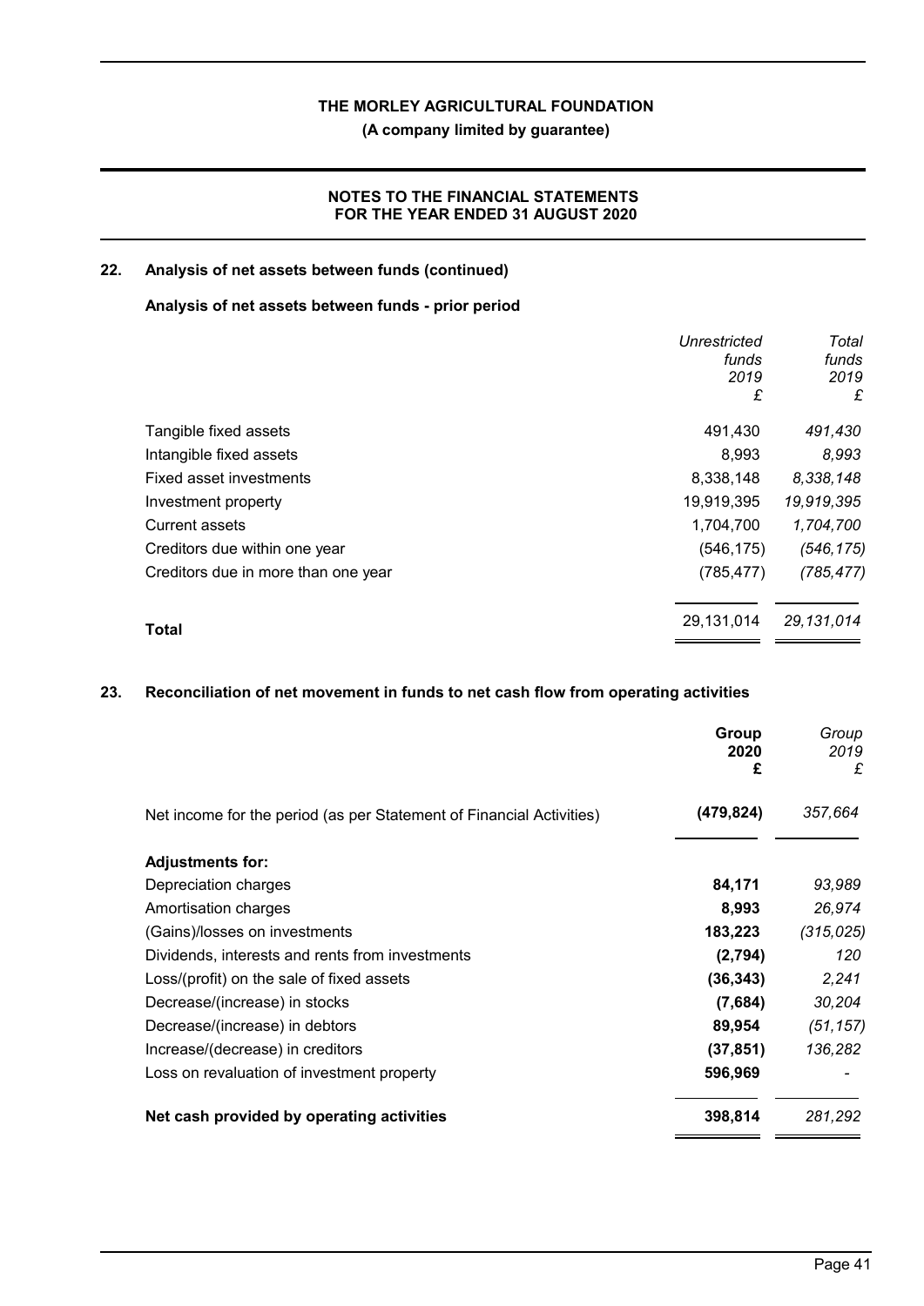## 22. Analysis of net assets between funds (continued)

### Analysis of net assets between funds - prior period

| | *Unrestricted funds 2019 £* | *Total funds 2019 £* |
|---|---|---|
| Tangible fixed assets | 491,430 | *491,430* |
| Intangible fixed assets | 8,993 | *8,993* |
| Fixed asset investments | 8,338,148 | *8,338,148* |
| Investment property | 19,919,395 | *19,919,395* |
| Current assets | 1,704,700 | *1,704,700* |
| Creditors due within one year | (546,175) | *(546,175)* |
| Creditors due in more than one year | (785,477) | *(785,477)* |
| **Total** | 29,131,014 | *29,131,014* |

## 23. Reconciliation of net movement in funds to net cash flow from operating activities

| | **Group 2020 £** | *Group 2019 £* |
|---|---|---|
| Net income for the period (as per Statement of Financial Activities) | **(479,824)** | *357,664* |
| **Adjustments for:** | | |
| Depreciation charges | **84,171** | *93,989* |
| Amortisation charges | **8,993** | *26,974* |
| (Gains)/losses on investments | **183,223** | *(315,025)* |
| Dividends, interests and rents from investments | **(2,794)** | *120* |
| Loss/(profit) on the sale of fixed assets | **(36,343)** | *2,241* |
| Decrease/(increase) in stocks | **(7,684)** | *30,204* |
| Decrease/(increase) in debtors | **89,954** | *(51,157)* |
| Increase/(decrease) in creditors | **(37,851)** | *136,282* |
| Loss on revaluation of investment property | **596,969** | *-* |
| **Net cash provided by operating activities** | **398,814** | *281,292* |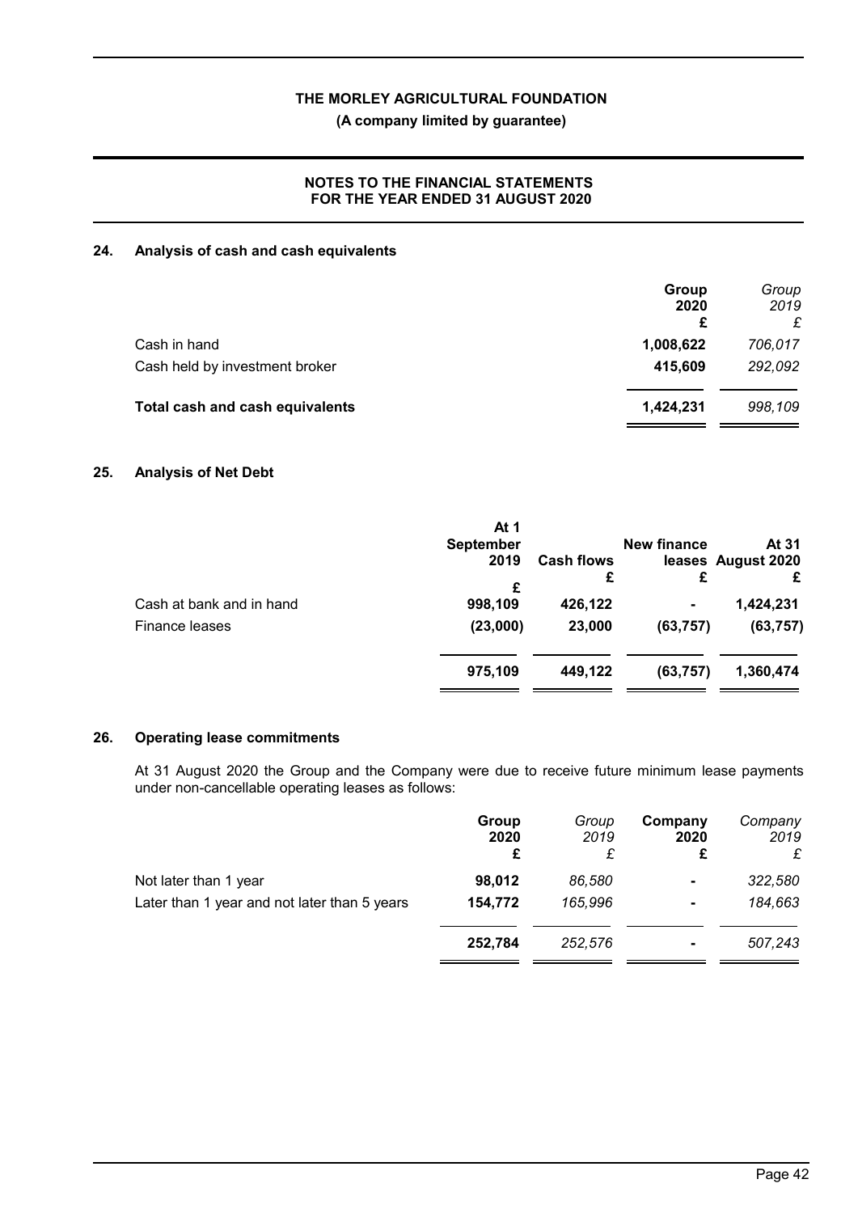# THE MORLEY AGRICULTURAL FOUNDATION

**(A company limited by guarantee)**

**NOTES TO THE FINANCIAL STATEMENTS FOR THE YEAR ENDED 31 AUGUST 2020**

## 24. Analysis of cash and cash equivalents

| | **Group 2020 £** | *Group 2019 £* |
|---|---|---|
| Cash in hand | **1,008,622** | *706,017* |
| Cash held by investment broker | **415,609** | *292,092* |
| **Total cash and cash equivalents** | **1,424,231** | *998,109* |

## 25. Analysis of Net Debt

| | **At 1 September 2019 £** | **Cash flows £** | **New finance leases £** | **At 31 August 2020 £** |
|---|---|---|---|---|
| Cash at bank and in hand | **998,109** | **426,122** | **-** | **1,424,231** |
| Finance leases | **(23,000)** | **23,000** | **(63,757)** | **(63,757)** |
| | **975,109** | **449,122** | **(63,757)** | **1,360,474** |

## 26. Operating lease commitments

At 31 August 2020 the Group and the Company were due to receive future minimum lease payments under non-cancellable operating leases as follows:

| | **Group 2020 £** | *Group 2019 £* | **Company 2020 £** | *Company 2019 £* |
|---|---|---|---|---|
| Not later than 1 year | **98,012** | *86,580* | **-** | *322,580* |
| Later than 1 year and not later than 5 years | **154,772** | *165,996* | **-** | *184,663* |
| | **252,784** | *252,576* | **-** | *507,243* |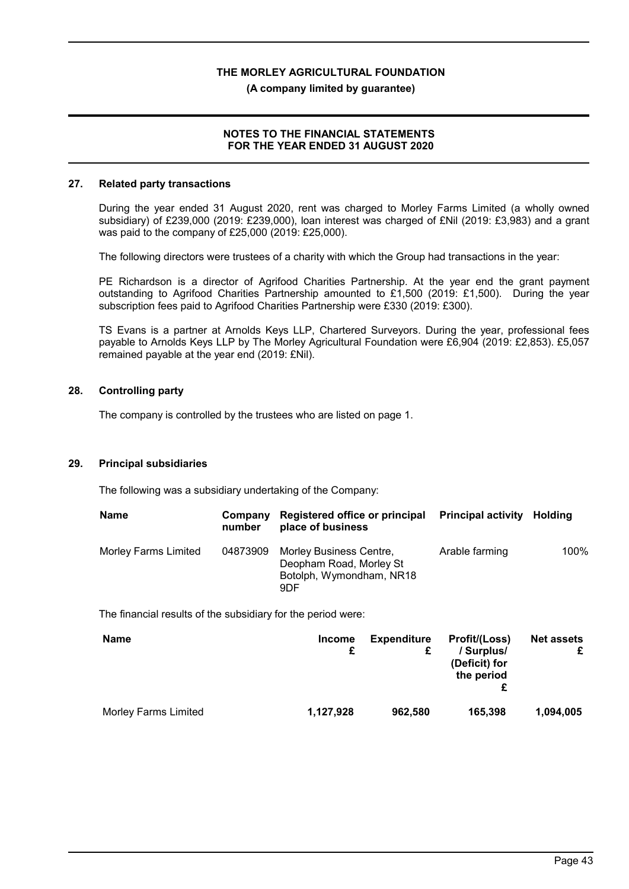## 27. Related party transactions

During the year ended 31 August 2020, rent was charged to Morley Farms Limited (a wholly owned subsidiary) of £239,000 (2019: £239,000), loan interest was charged of £Nil (2019: £3,983) and a grant was paid to the company of £25,000 (2019: £25,000).

The following directors were trustees of a charity with which the Group had transactions in the year:

PE Richardson is a director of Agrifood Charities Partnership. At the year end the grant payment outstanding to Agrifood Charities Partnership amounted to £1,500 (2019: £1,500). During the year subscription fees paid to Agrifood Charities Partnership were £330 (2019: £300).

TS Evans is a partner at Arnolds Keys LLP, Chartered Surveyors. During the year, professional fees payable to Arnolds Keys LLP by The Morley Agricultural Foundation were £6,904 (2019: £2,853). £5,057 remained payable at the year end (2019: £Nil).

## 28. Controlling party

The company is controlled by the trustees who are listed on page 1.

## 29. Principal subsidiaries

The following was a subsidiary undertaking of the Company:

| Name | Company number | Registered office or principal place of business | Principal activity | Holding |
|---|---|---|---|---|
| Morley Farms Limited | 04873909 | Morley Business Centre, Deopham Road, Morley St Botolph, Wymondham, NR18 9DF | Arable farming | 100% |

The financial results of the subsidiary for the period were:

| Name | Income £ | Expenditure £ | Profit/(Loss) / Surplus/ (Deficit) for the period £ | Net assets £ |
|---|---|---|---|---|
| Morley Farms Limited | **1,127,928** | **962,580** | **165,398** | **1,094,005** |